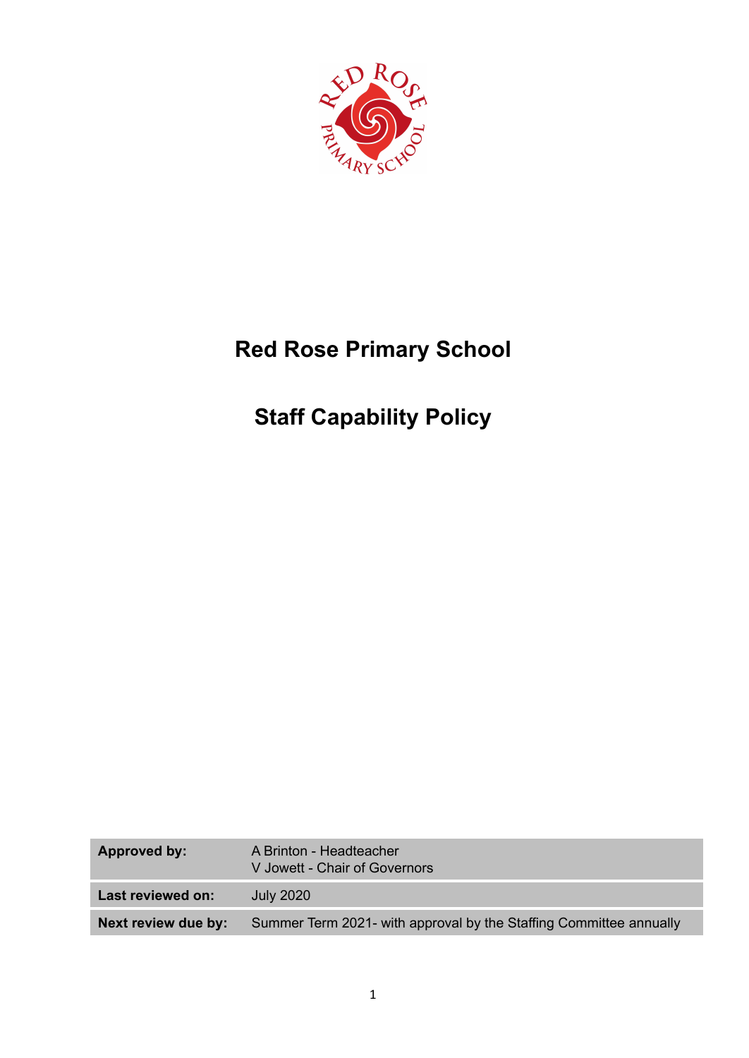# Red Rose Primary School

## Staff Capability Policy

| | |
|---|---|
| **Approved by:** | A Brinton - Headteacher<br>V Jowett - Chair of Governors |
| **Last reviewed on:** | July 2020 |
| **Next review due by:** | Summer Term 2021- with approval by the Staffing Committee annually |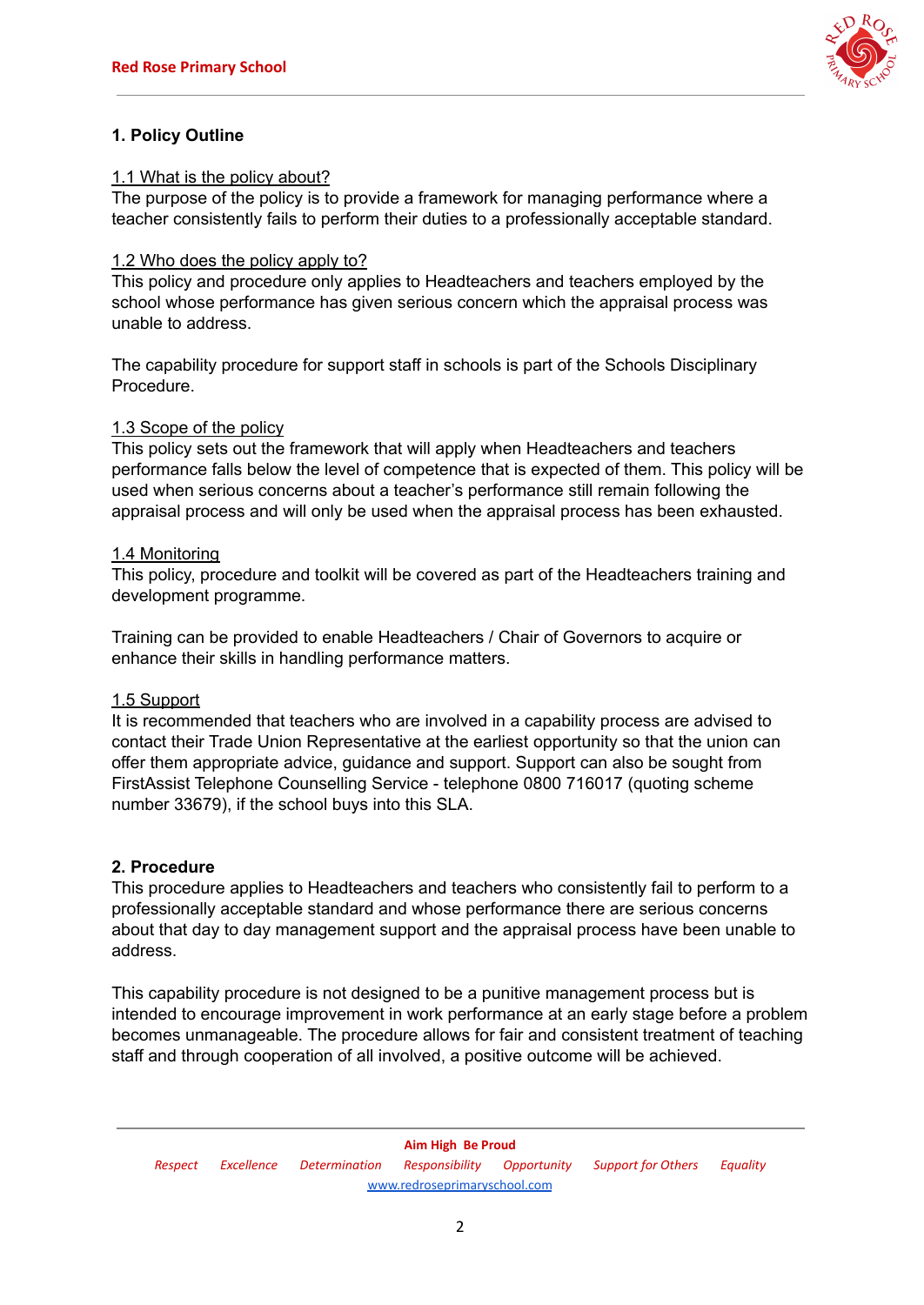## 1. Policy Outline

### 1.1 What is the policy about?

The purpose of the policy is to provide a framework for managing performance where a teacher consistently fails to perform their duties to a professionally acceptable standard.

### 1.2 Who does the policy apply to?

This policy and procedure only applies to Headteachers and teachers employed by the school whose performance has given serious concern which the appraisal process was unable to address.

The capability procedure for support staff in schools is part of the Schools Disciplinary Procedure.

### 1.3 Scope of the policy

This policy sets out the framework that will apply when Headteachers and teachers performance falls below the level of competence that is expected of them. This policy will be used when serious concerns about a teacher's performance still remain following the appraisal process and will only be used when the appraisal process has been exhausted.

### 1.4 Monitoring

This policy, procedure and toolkit will be covered as part of the Headteachers training and development programme.

Training can be provided to enable Headteachers / Chair of Governors to acquire or enhance their skills in handling performance matters.

### 1.5 Support

It is recommended that teachers who are involved in a capability process are advised to contact their Trade Union Representative at the earliest opportunity so that the union can offer them appropriate advice, guidance and support. Support can also be sought from FirstAssist Telephone Counselling Service - telephone 0800 716017 (quoting scheme number 33679), if the school buys into this SLA.

## 2. Procedure

This procedure applies to Headteachers and teachers who consistently fail to perform to a professionally acceptable standard and whose performance there are serious concerns about that day to day management support and the appraisal process have been unable to address.

This capability procedure is not designed to be a punitive management process but is intended to encourage improvement in work performance at an early stage before a problem becomes unmanageable. The procedure allows for fair and consistent treatment of teaching staff and through cooperation of all involved, a positive outcome will be achieved.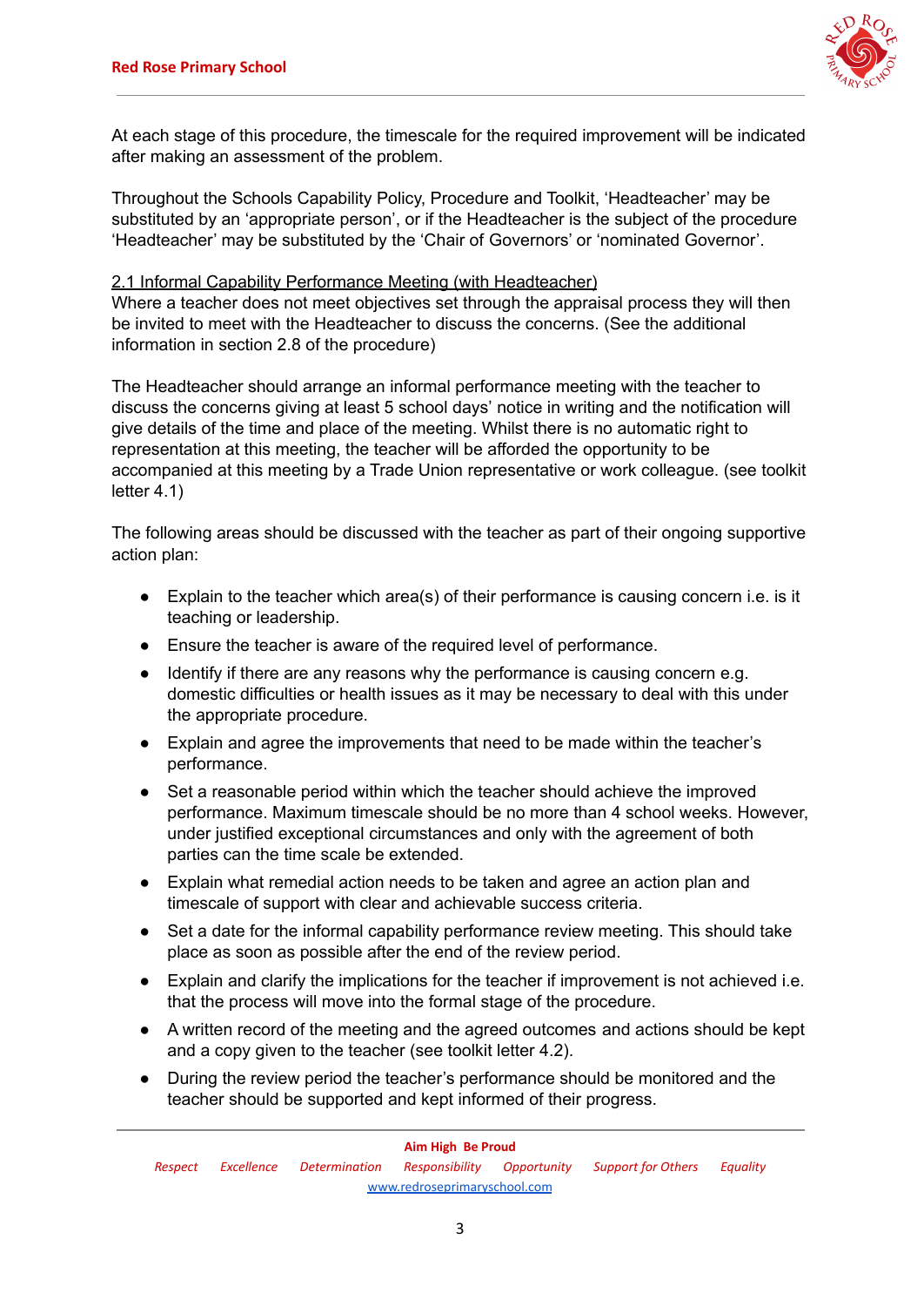At each stage of this procedure, the timescale for the required improvement will be indicated after making an assessment of the problem.

Throughout the Schools Capability Policy, Procedure and Toolkit, 'Headteacher' may be substituted by an 'appropriate person', or if the Headteacher is the subject of the procedure 'Headteacher' may be substituted by the 'Chair of Governors' or 'nominated Governor'.

### 2.1 Informal Capability Performance Meeting (with Headteacher)

Where a teacher does not meet objectives set through the appraisal process they will then be invited to meet with the Headteacher to discuss the concerns. (See the additional information in section 2.8 of the procedure)

The Headteacher should arrange an informal performance meeting with the teacher to discuss the concerns giving at least 5 school days' notice in writing and the notification will give details of the time and place of the meeting. Whilst there is no automatic right to representation at this meeting, the teacher will be afforded the opportunity to be accompanied at this meeting by a Trade Union representative or work colleague. (see toolkit letter 4.1)

The following areas should be discussed with the teacher as part of their ongoing supportive action plan:

- Explain to the teacher which area(s) of their performance is causing concern i.e. is it teaching or leadership.
- Ensure the teacher is aware of the required level of performance.
- Identify if there are any reasons why the performance is causing concern e.g. domestic difficulties or health issues as it may be necessary to deal with this under the appropriate procedure.
- Explain and agree the improvements that need to be made within the teacher's performance.
- Set a reasonable period within which the teacher should achieve the improved performance. Maximum timescale should be no more than 4 school weeks. However, under justified exceptional circumstances and only with the agreement of both parties can the time scale be extended.
- Explain what remedial action needs to be taken and agree an action plan and timescale of support with clear and achievable success criteria.
- Set a date for the informal capability performance review meeting. This should take place as soon as possible after the end of the review period.
- Explain and clarify the implications for the teacher if improvement is not achieved i.e. that the process will move into the formal stage of the procedure.
- A written record of the meeting and the agreed outcomes and actions should be kept and a copy given to the teacher (see toolkit letter 4.2).
- During the review period the teacher's performance should be monitored and the teacher should be supported and kept informed of their progress.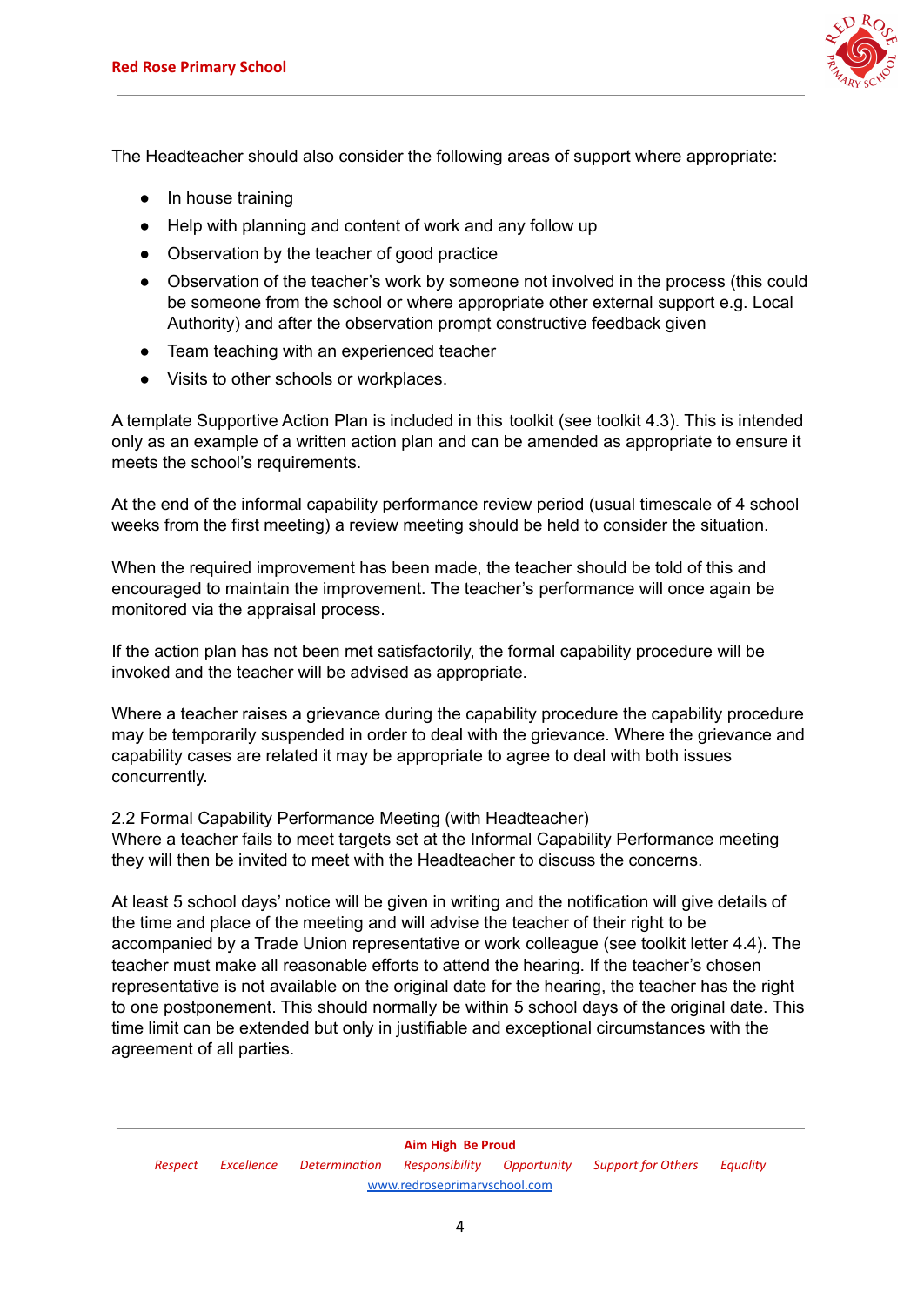The Headteacher should also consider the following areas of support where appropriate:

- In house training
- Help with planning and content of work and any follow up
- Observation by the teacher of good practice
- Observation of the teacher's work by someone not involved in the process (this could be someone from the school or where appropriate other external support e.g. Local Authority) and after the observation prompt constructive feedback given
- Team teaching with an experienced teacher
- Visits to other schools or workplaces.

A template Supportive Action Plan is included in this toolkit (see toolkit 4.3). This is intended only as an example of a written action plan and can be amended as appropriate to ensure it meets the school's requirements.

At the end of the informal capability performance review period (usual timescale of 4 school weeks from the first meeting) a review meeting should be held to consider the situation.

When the required improvement has been made, the teacher should be told of this and encouraged to maintain the improvement. The teacher's performance will once again be monitored via the appraisal process.

If the action plan has not been met satisfactorily, the formal capability procedure will be invoked and the teacher will be advised as appropriate.

Where a teacher raises a grievance during the capability procedure the capability procedure may be temporarily suspended in order to deal with the grievance. Where the grievance and capability cases are related it may be appropriate to agree to deal with both issues concurrently.

### 2.2 Formal Capability Performance Meeting (with Headteacher)

Where a teacher fails to meet targets set at the Informal Capability Performance meeting they will then be invited to meet with the Headteacher to discuss the concerns.

At least 5 school days' notice will be given in writing and the notification will give details of the time and place of the meeting and will advise the teacher of their right to be accompanied by a Trade Union representative or work colleague (see toolkit letter 4.4). The teacher must make all reasonable efforts to attend the hearing. If the teacher's chosen representative is not available on the original date for the hearing, the teacher has the right to one postponement. This should normally be within 5 school days of the original date. This time limit can be extended but only in justifiable and exceptional circumstances with the agreement of all parties.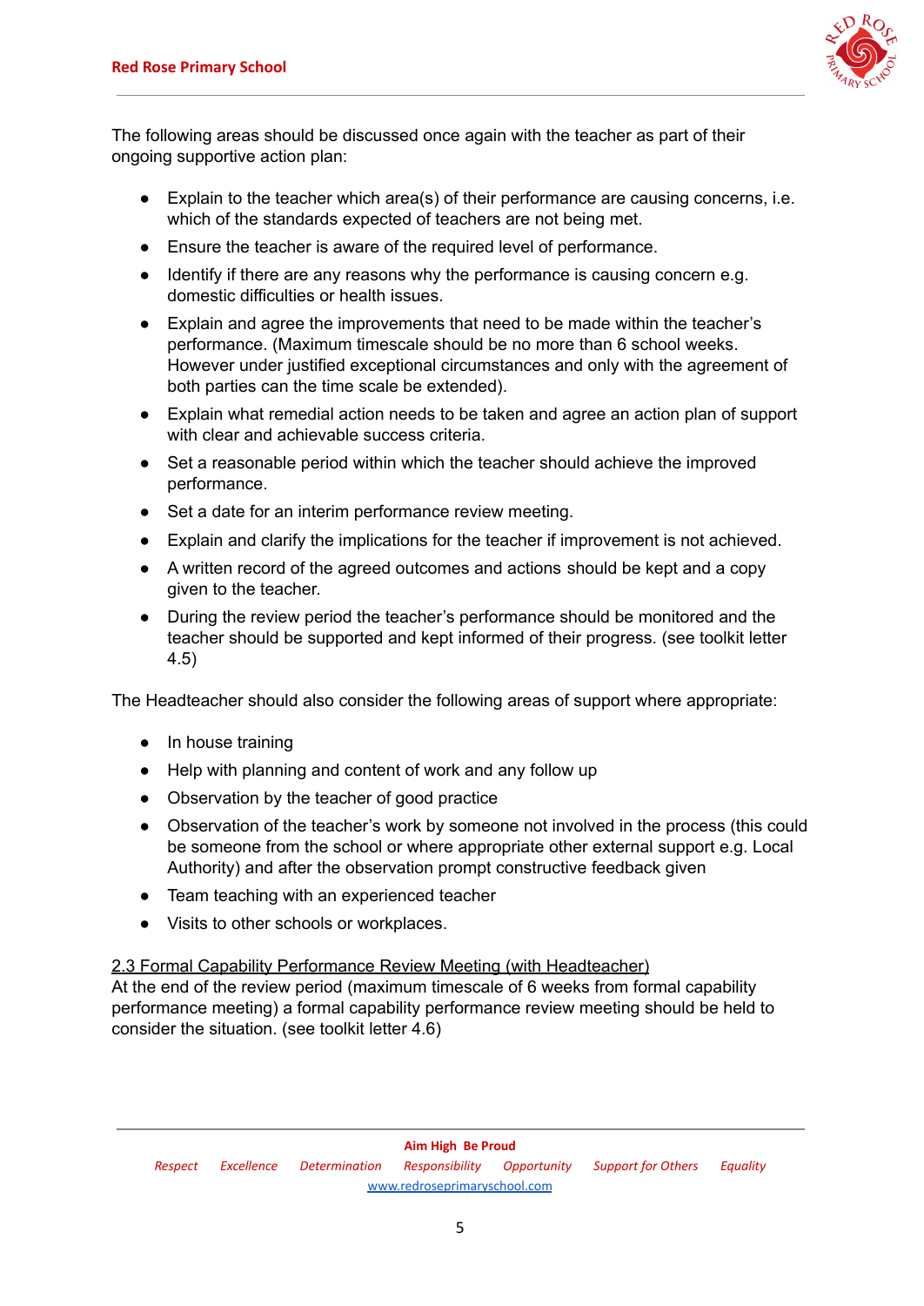The following areas should be discussed once again with the teacher as part of their ongoing supportive action plan:

- Explain to the teacher which area(s) of their performance are causing concerns, i.e. which of the standards expected of teachers are not being met.
- Ensure the teacher is aware of the required level of performance.
- Identify if there are any reasons why the performance is causing concern e.g. domestic difficulties or health issues.
- Explain and agree the improvements that need to be made within the teacher's performance. (Maximum timescale should be no more than 6 school weeks. However under justified exceptional circumstances and only with the agreement of both parties can the time scale be extended).
- Explain what remedial action needs to be taken and agree an action plan of support with clear and achievable success criteria.
- Set a reasonable period within which the teacher should achieve the improved performance.
- Set a date for an interim performance review meeting.
- Explain and clarify the implications for the teacher if improvement is not achieved.
- A written record of the agreed outcomes and actions should be kept and a copy given to the teacher.
- During the review period the teacher's performance should be monitored and the teacher should be supported and kept informed of their progress. (see toolkit letter 4.5)

The Headteacher should also consider the following areas of support where appropriate:

- In house training
- Help with planning and content of work and any follow up
- Observation by the teacher of good practice
- Observation of the teacher's work by someone not involved in the process (this could be someone from the school or where appropriate other external support e.g. Local Authority) and after the observation prompt constructive feedback given
- Team teaching with an experienced teacher
- Visits to other schools or workplaces.

### 2.3 Formal Capability Performance Review Meeting (with Headteacher)

At the end of the review period (maximum timescale of 6 weeks from formal capability performance meeting) a formal capability performance review meeting should be held to consider the situation. (see toolkit letter 4.6)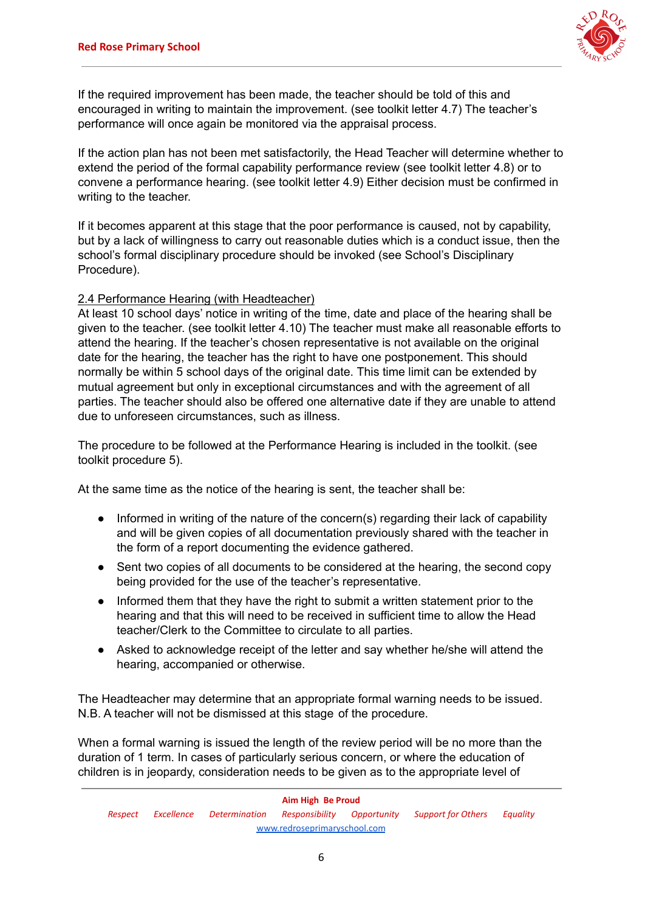If the required improvement has been made, the teacher should be told of this and encouraged in writing to maintain the improvement. (see toolkit letter 4.7) The teacher's performance will once again be monitored via the appraisal process.

If the action plan has not been met satisfactorily, the Head Teacher will determine whether to extend the period of the formal capability performance review (see toolkit letter 4.8) or to convene a performance hearing. (see toolkit letter 4.9) Either decision must be confirmed in writing to the teacher.

If it becomes apparent at this stage that the poor performance is caused, not by capability, but by a lack of willingness to carry out reasonable duties which is a conduct issue, then the school's formal disciplinary procedure should be invoked (see School's Disciplinary Procedure).

### 2.4 Performance Hearing (with Headteacher)

At least 10 school days' notice in writing of the time, date and place of the hearing shall be given to the teacher. (see toolkit letter 4.10) The teacher must make all reasonable efforts to attend the hearing. If the teacher's chosen representative is not available on the original date for the hearing, the teacher has the right to have one postponement. This should normally be within 5 school days of the original date. This time limit can be extended by mutual agreement but only in exceptional circumstances and with the agreement of all parties. The teacher should also be offered one alternative date if they are unable to attend due to unforeseen circumstances, such as illness.

The procedure to be followed at the Performance Hearing is included in the toolkit. (see toolkit procedure 5).

At the same time as the notice of the hearing is sent, the teacher shall be:

- Informed in writing of the nature of the concern(s) regarding their lack of capability and will be given copies of all documentation previously shared with the teacher in the form of a report documenting the evidence gathered.
- Sent two copies of all documents to be considered at the hearing, the second copy being provided for the use of the teacher's representative.
- Informed them that they have the right to submit a written statement prior to the hearing and that this will need to be received in sufficient time to allow the Head teacher/Clerk to the Committee to circulate to all parties.
- Asked to acknowledge receipt of the letter and say whether he/she will attend the hearing, accompanied or otherwise.

The Headteacher may determine that an appropriate formal warning needs to be issued. N.B. A teacher will not be dismissed at this stage of the procedure.

When a formal warning is issued the length of the review period will be no more than the duration of 1 term. In cases of particularly serious concern, or where the education of children is in jeopardy, consideration needs to be given as to the appropriate level of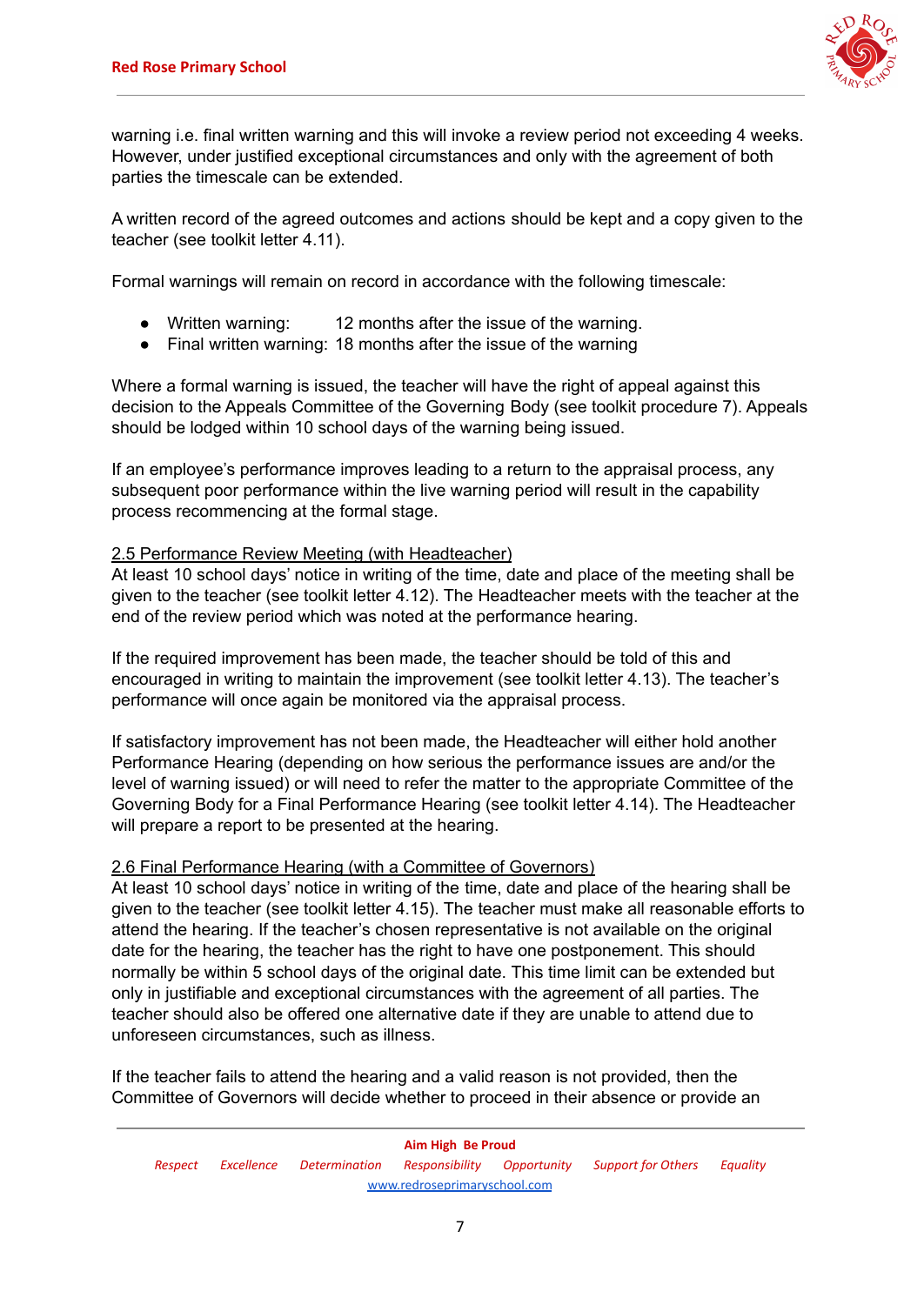warning i.e. final written warning and this will invoke a review period not exceeding 4 weeks. However, under justified exceptional circumstances and only with the agreement of both parties the timescale can be extended.

A written record of the agreed outcomes and actions should be kept and a copy given to the teacher (see toolkit letter 4.11).

Formal warnings will remain on record in accordance with the following timescale:

- Written warning: 12 months after the issue of the warning.
- Final written warning: 18 months after the issue of the warning

Where a formal warning is issued, the teacher will have the right of appeal against this decision to the Appeals Committee of the Governing Body (see toolkit procedure 7). Appeals should be lodged within 10 school days of the warning being issued.

If an employee's performance improves leading to a return to the appraisal process, any subsequent poor performance within the live warning period will result in the capability process recommencing at the formal stage.

<u>2.5 Performance Review Meeting (with Headteacher)</u>

At least 10 school days' notice in writing of the time, date and place of the meeting shall be given to the teacher (see toolkit letter 4.12). The Headteacher meets with the teacher at the end of the review period which was noted at the performance hearing.

If the required improvement has been made, the teacher should be told of this and encouraged in writing to maintain the improvement (see toolkit letter 4.13). The teacher's performance will once again be monitored via the appraisal process.

If satisfactory improvement has not been made, the Headteacher will either hold another Performance Hearing (depending on how serious the performance issues are and/or the level of warning issued) or will need to refer the matter to the appropriate Committee of the Governing Body for a Final Performance Hearing (see toolkit letter 4.14). The Headteacher will prepare a report to be presented at the hearing.

<u>2.6 Final Performance Hearing (with a Committee of Governors)</u>

At least 10 school days' notice in writing of the time, date and place of the hearing shall be given to the teacher (see toolkit letter 4.15). The teacher must make all reasonable efforts to attend the hearing. If the teacher's chosen representative is not available on the original date for the hearing, the teacher has the right to have one postponement. This should normally be within 5 school days of the original date. This time limit can be extended but only in justifiable and exceptional circumstances with the agreement of all parties. The teacher should also be offered one alternative date if they are unable to attend due to unforeseen circumstances, such as illness.

If the teacher fails to attend the hearing and a valid reason is not provided, then the Committee of Governors will decide whether to proceed in their absence or provide an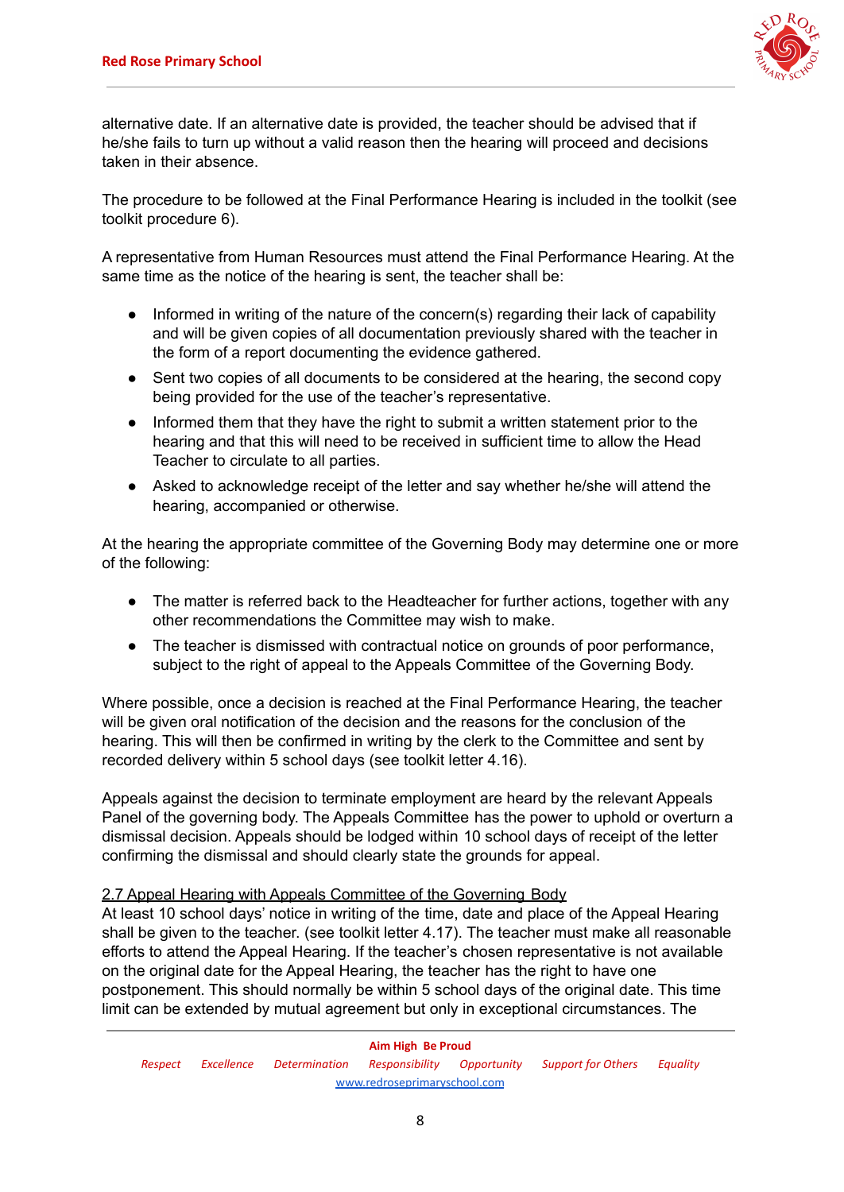alternative date. If an alternative date is provided, the teacher should be advised that if he/she fails to turn up without a valid reason then the hearing will proceed and decisions taken in their absence.

The procedure to be followed at the Final Performance Hearing is included in the toolkit (see toolkit procedure 6).

A representative from Human Resources must attend the Final Performance Hearing. At the same time as the notice of the hearing is sent, the teacher shall be:

- Informed in writing of the nature of the concern(s) regarding their lack of capability and will be given copies of all documentation previously shared with the teacher in the form of a report documenting the evidence gathered.
- Sent two copies of all documents to be considered at the hearing, the second copy being provided for the use of the teacher's representative.
- Informed them that they have the right to submit a written statement prior to the hearing and that this will need to be received in sufficient time to allow the Head Teacher to circulate to all parties.
- Asked to acknowledge receipt of the letter and say whether he/she will attend the hearing, accompanied or otherwise.

At the hearing the appropriate committee of the Governing Body may determine one or more of the following:

- The matter is referred back to the Headteacher for further actions, together with any other recommendations the Committee may wish to make.
- The teacher is dismissed with contractual notice on grounds of poor performance, subject to the right of appeal to the Appeals Committee of the Governing Body.

Where possible, once a decision is reached at the Final Performance Hearing, the teacher will be given oral notification of the decision and the reasons for the conclusion of the hearing. This will then be confirmed in writing by the clerk to the Committee and sent by recorded delivery within 5 school days (see toolkit letter 4.16).

Appeals against the decision to terminate employment are heard by the relevant Appeals Panel of the governing body. The Appeals Committee has the power to uphold or overturn a dismissal decision. Appeals should be lodged within 10 school days of receipt of the letter confirming the dismissal and should clearly state the grounds for appeal.

### 2.7 Appeal Hearing with Appeals Committee of the Governing Body

At least 10 school days' notice in writing of the time, date and place of the Appeal Hearing shall be given to the teacher. (see toolkit letter 4.17). The teacher must make all reasonable efforts to attend the Appeal Hearing. If the teacher's chosen representative is not available on the original date for the Appeal Hearing, the teacher has the right to have one postponement. This should normally be within 5 school days of the original date. This time limit can be extended by mutual agreement but only in exceptional circumstances. The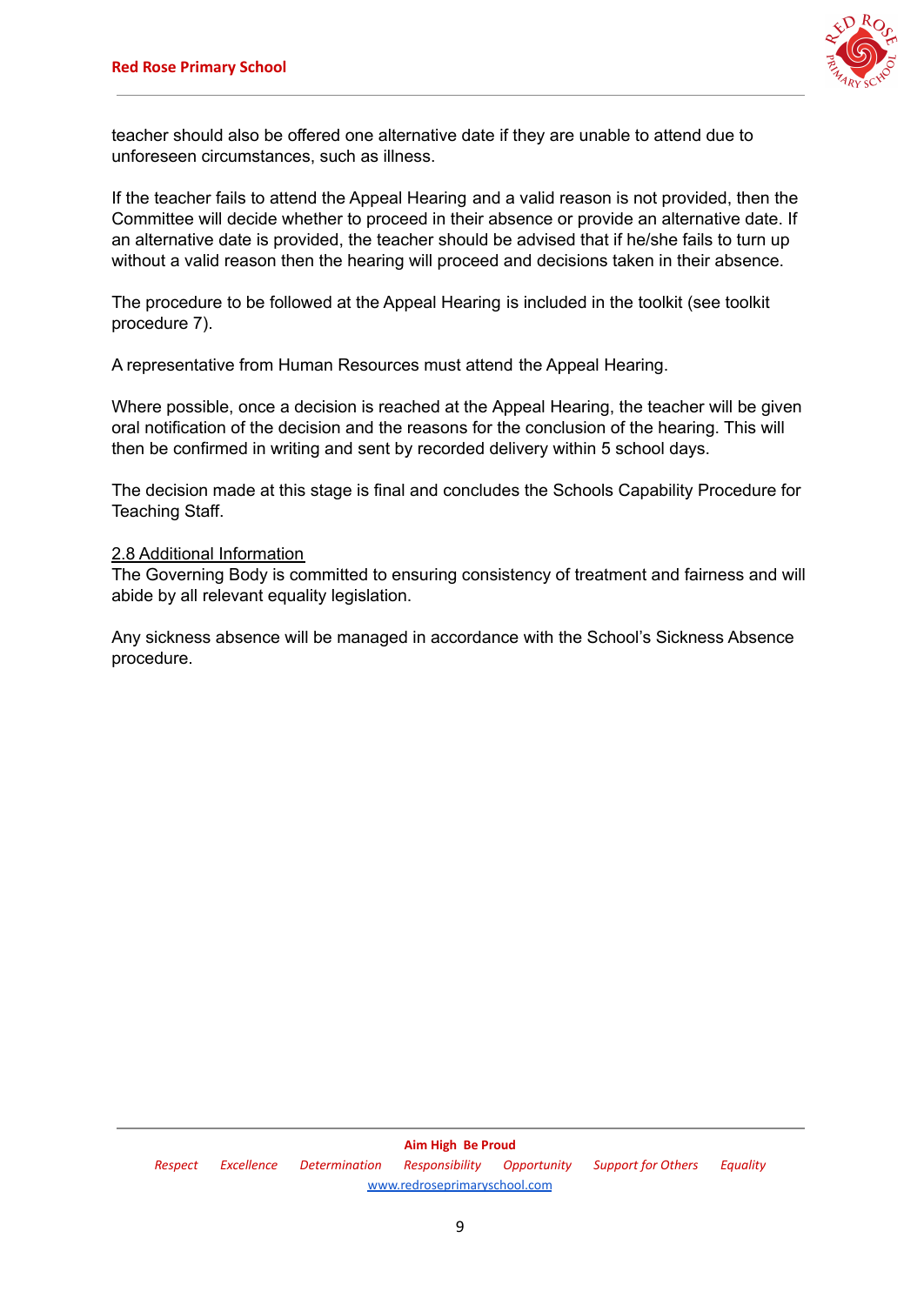teacher should also be offered one alternative date if they are unable to attend due to unforeseen circumstances, such as illness.

If the teacher fails to attend the Appeal Hearing and a valid reason is not provided, then the Committee will decide whether to proceed in their absence or provide an alternative date. If an alternative date is provided, the teacher should be advised that if he/she fails to turn up without a valid reason then the hearing will proceed and decisions taken in their absence.

The procedure to be followed at the Appeal Hearing is included in the toolkit (see toolkit procedure 7).

A representative from Human Resources must attend the Appeal Hearing.

Where possible, once a decision is reached at the Appeal Hearing, the teacher will be given oral notification of the decision and the reasons for the conclusion of the hearing. This will then be confirmed in writing and sent by recorded delivery within 5 school days.

The decision made at this stage is final and concludes the Schools Capability Procedure for Teaching Staff.

2.8 Additional Information

The Governing Body is committed to ensuring consistency of treatment and fairness and will abide by all relevant equality legislation.

Any sickness absence will be managed in accordance with the School's Sickness Absence procedure.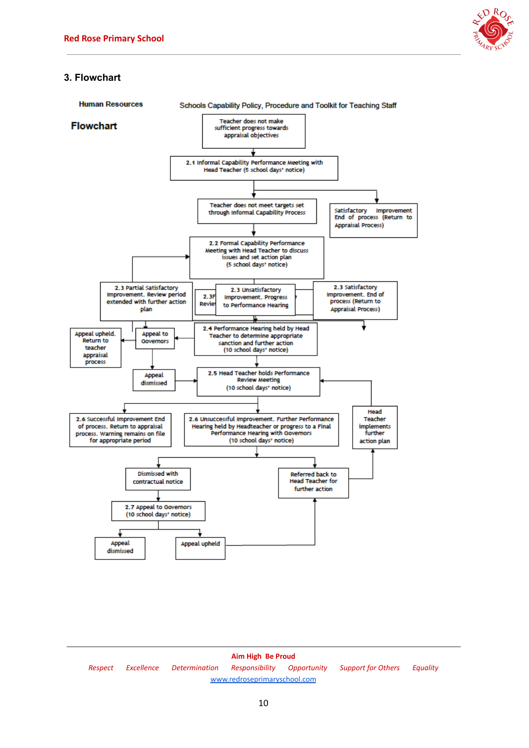## 3. Flowchart

**Human Resources**

Schools Capability Policy, Procedure and Toolkit for Teaching Staff

**Flowchart**

Teacher does not make sufficient progress towards appraisal objectives

2.1 Informal Capability Performance Meeting with Head Teacher (5 school days' notice)

Teacher does not meet targets set through Informal Capability Process

Satisfactory Improvement End of process (Return to Appraisal Process)

2.2 Formal Capability Performance Meeting with Head Teacher to discuss issues and set action plan (5 school days' notice)

2.3 Partial Satisfactory Improvement. Review period extended with further action plan

2.3F Revie

2.3 Unsatisfactory Improvement. Progress to Performance Hearing

2.3 Satisfactory Improvement. End of process (Return to Appraisal Process)

Appeal upheld. Return to teacher appraisal process

Appeal to Governors

2.4 Performance Hearing held by Head Teacher to determine appropriate sanction and further action (10 school days' notice)

Appeal dismissed

2.5 Head Teacher holds Performance Review Meeting (10 school days' notice)

2.6 Successful Improvement End of process. Return to appraisal process. Warning remains on file for appropriate period

2.6 Unsuccessful Improvement. Further Performance Hearing held by Headteacher or progress to a Final Performance Hearing with Governors (10 school days' notice)

Head Teacher implements further action plan

Dismissed with contractual notice

Referred back to Head Teacher for further action

2.7 Appeal to Governors (10 school days' notice)

Appeal dismissed

Appeal upheld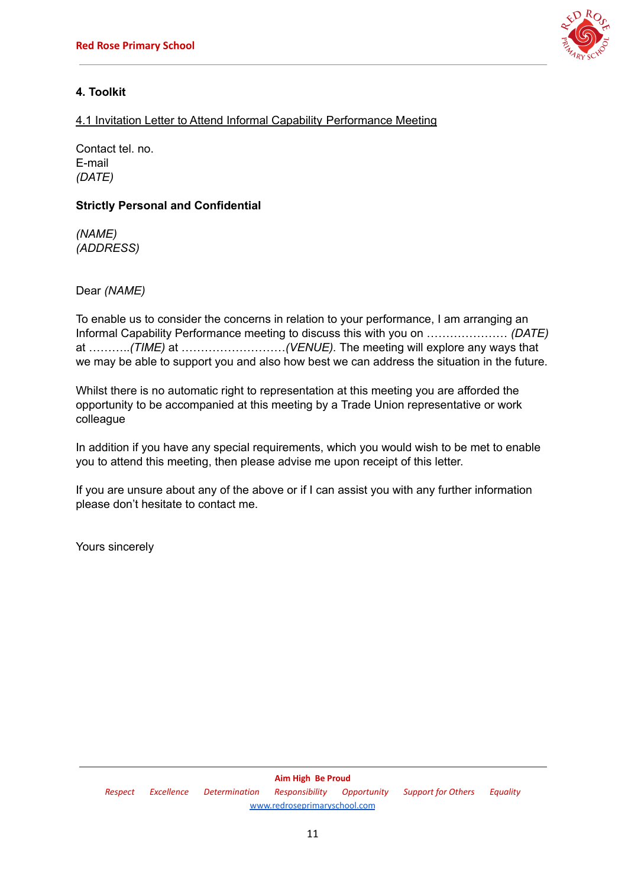## 4. Toolkit

4.1 Invitation Letter to Attend Informal Capability Performance Meeting

Contact tel. no.
E-mail
*(DATE)*

**Strictly Personal and Confidential**

*(NAME)*
*(ADDRESS)*

Dear *(NAME)*

To enable us to consider the concerns in relation to your performance, I am arranging an Informal Capability Performance meeting to discuss this with you on ………………… *(DATE)* at ………..*(TIME)* at ………………………*(VENUE).* The meeting will explore any ways that we may be able to support you and also how best we can address the situation in the future.

Whilst there is no automatic right to representation at this meeting you are afforded the opportunity to be accompanied at this meeting by a Trade Union representative or work colleague

In addition if you have any special requirements, which you would wish to be met to enable you to attend this meeting, then please advise me upon receipt of this letter.

If you are unsure about any of the above or if I can assist you with any further information please don't hesitate to contact me.

Yours sincerely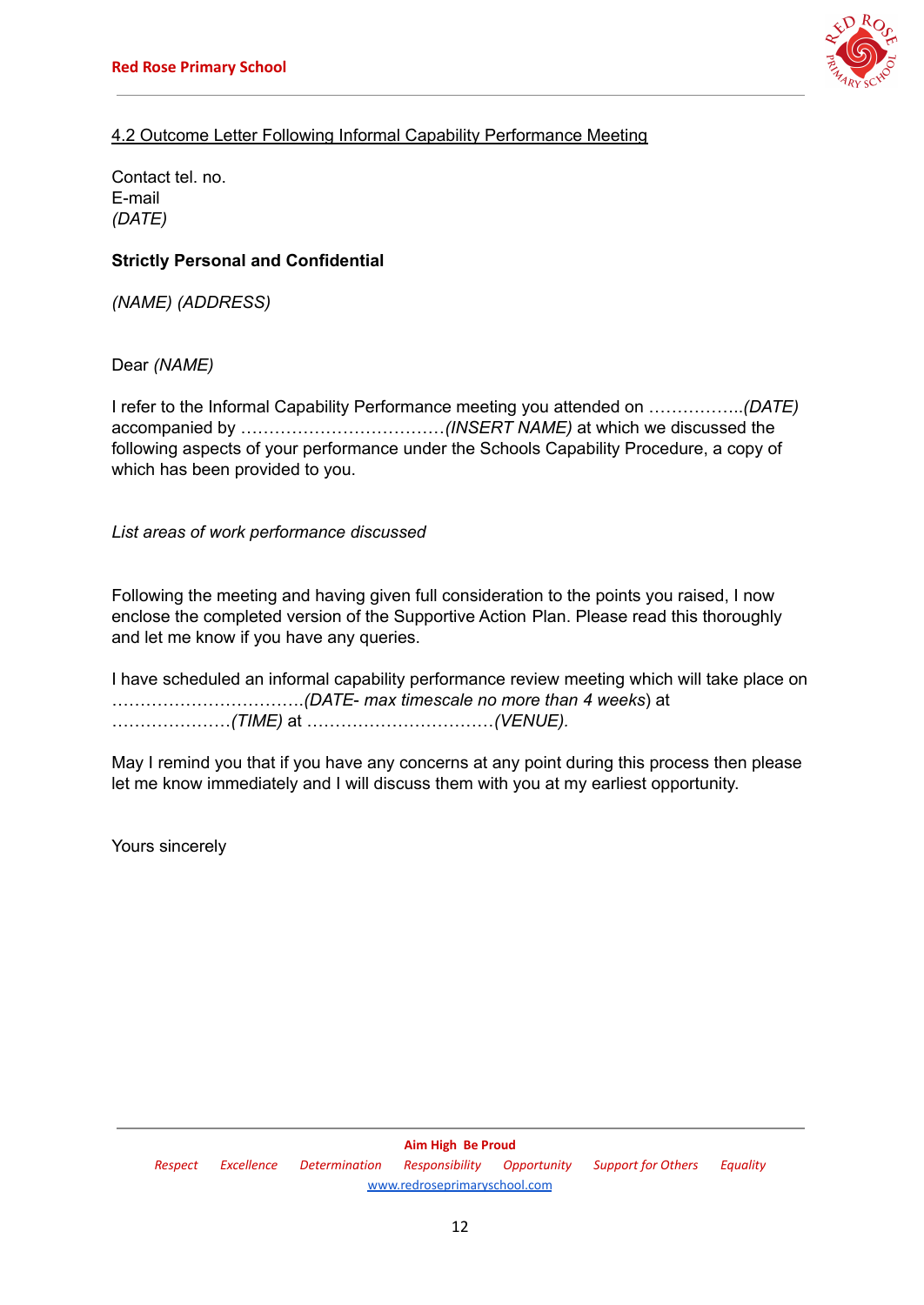4.2 Outcome Letter Following Informal Capability Performance Meeting

Contact tel. no.
E-mail
*(DATE)*

**Strictly Personal and Confidential**

*(NAME) (ADDRESS)*

Dear *(NAME)*

I refer to the Informal Capability Performance meeting you attended on ……………..*(DATE)* accompanied by ………………………………*(INSERT NAME)* at which we discussed the following aspects of your performance under the Schools Capability Procedure, a copy of which has been provided to you.

*List areas of work performance discussed*

Following the meeting and having given full consideration to the points you raised, I now enclose the completed version of the Supportive Action Plan. Please read this thoroughly and let me know if you have any queries.

I have scheduled an informal capability performance review meeting which will take place on …………………………….*(DATE- max timescale no more than 4 weeks*) at …………………*(TIME)* at ……………………………*(VENUE).*

May I remind you that if you have any concerns at any point during this process then please let me know immediately and I will discuss them with you at my earliest opportunity.

Yours sincerely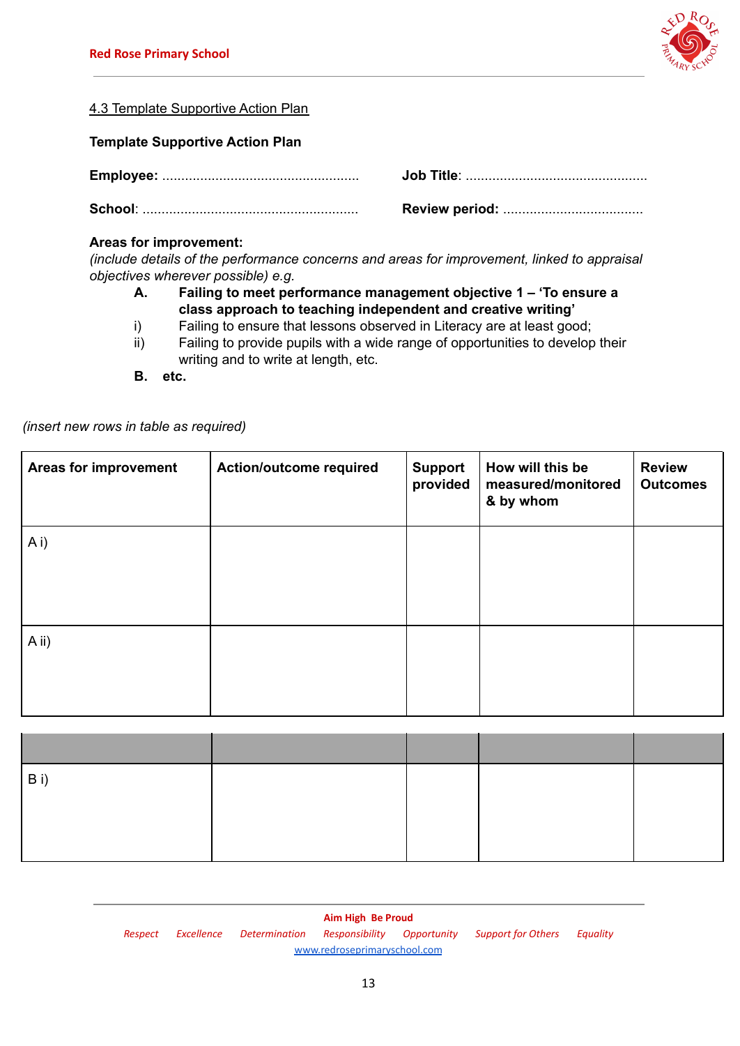4.3 Template Supportive Action Plan

**Template Supportive Action Plan**

**Employee:** ..................................................... **Job Title**: ..................................................

**School**: ......................................................... **Review period:** .....................................

**Areas for improvement:**
*(include details of the performance concerns and areas for improvement, linked to appraisal objectives wherever possible) e.g.*

**A. Failing to meet performance management objective 1 – 'To ensure a class approach to teaching independent and creative writing'**

i) Failing to ensure that lessons observed in Literacy are at least good;

ii) Failing to provide pupils with a wide range of opportunities to develop their writing and to write at length, etc.

**B. etc.**

*(insert new rows in table as required)*

| Areas for improvement | Action/outcome required | Support provided | How will this be measured/monitored & by whom | Review Outcomes |
|---|---|---|---|---|
| A i) | | | | |
| A ii) | | | | |
| | | | | |
| B i) | | | | |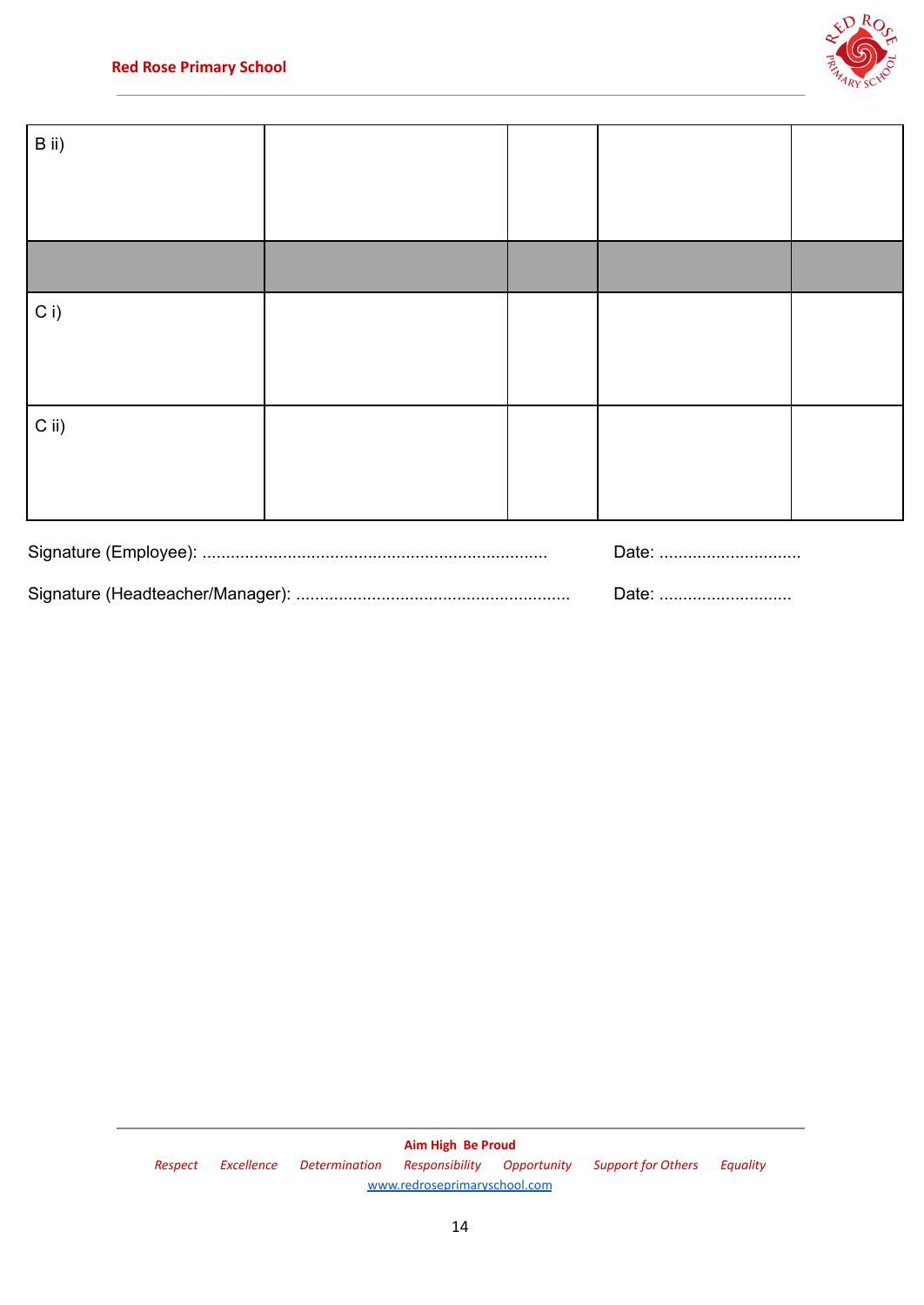| | | | | |
|---|---|---|---|---|
| B ii) | | | | |
| | | | | |
| C i) | | | | |
| C ii) | | | | |

Signature (Employee): ........................................................................ Date: ..............................

Signature (Headteacher/Manager): ......................................................... Date: ............................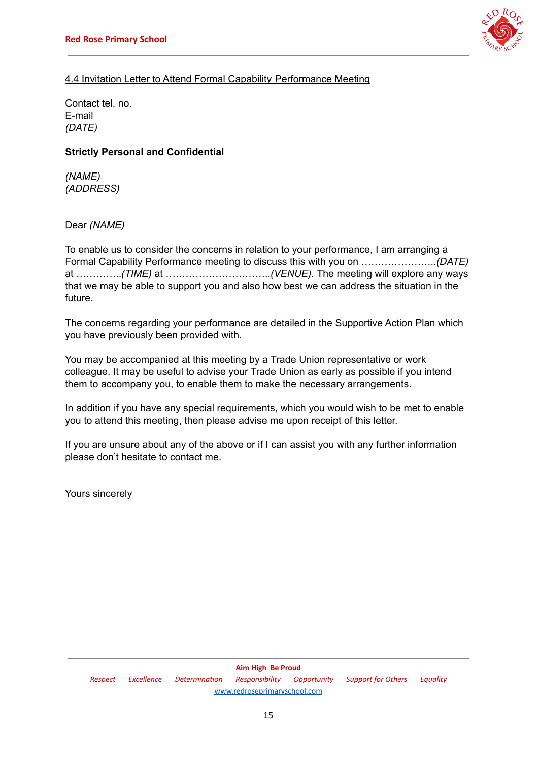4.4 Invitation Letter to Attend Formal Capability Performance Meeting

Contact tel. no.
E-mail
*(DATE)*

**Strictly Personal and Confidential**

*(NAME)*
*(ADDRESS)*

Dear *(NAME)*

To enable us to consider the concerns in relation to your performance, I am arranging a Formal Capability Performance meeting to discuss this with you on …………………..*(DATE)* at ………….*(TIME)* at …………………………..*(VENUE)*. The meeting will explore any ways that we may be able to support you and also how best we can address the situation in the future.

The concerns regarding your performance are detailed in the Supportive Action Plan which you have previously been provided with.

You may be accompanied at this meeting by a Trade Union representative or work colleague. It may be useful to advise your Trade Union as early as possible if you intend them to accompany you, to enable them to make the necessary arrangements.

In addition if you have any special requirements, which you would wish to be met to enable you to attend this meeting, then please advise me upon receipt of this letter.

If you are unsure about any of the above or if I can assist you with any further information please don't hesitate to contact me.

Yours sincerely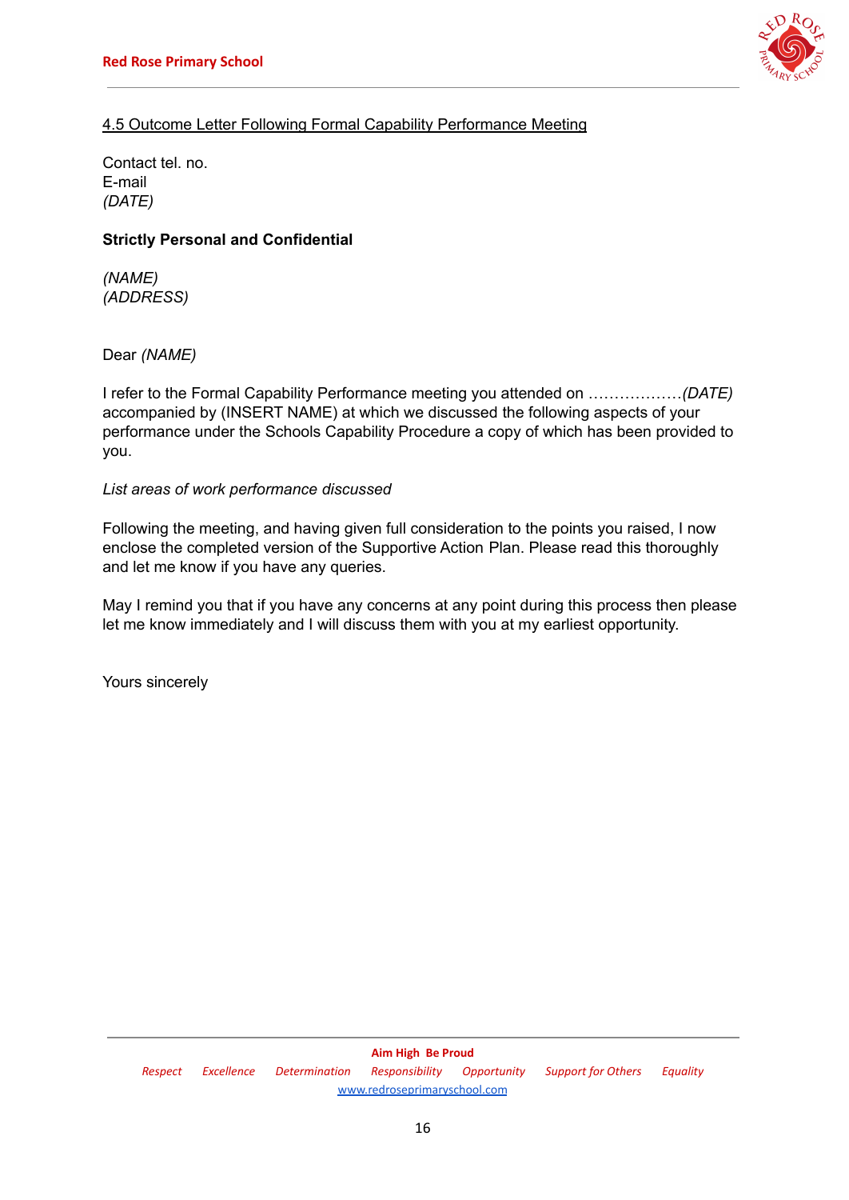4.5 Outcome Letter Following Formal Capability Performance Meeting

Contact tel. no.
E-mail
*(DATE)*

**Strictly Personal and Confidential**

*(NAME)*
*(ADDRESS)*

Dear *(NAME)*

I refer to the Formal Capability Performance meeting you attended on ………………*(DATE)* accompanied by (INSERT NAME) at which we discussed the following aspects of your performance under the Schools Capability Procedure a copy of which has been provided to you.

*List areas of work performance discussed*

Following the meeting, and having given full consideration to the points you raised, I now enclose the completed version of the Supportive Action Plan. Please read this thoroughly and let me know if you have any queries.

May I remind you that if you have any concerns at any point during this process then please let me know immediately and I will discuss them with you at my earliest opportunity.

Yours sincerely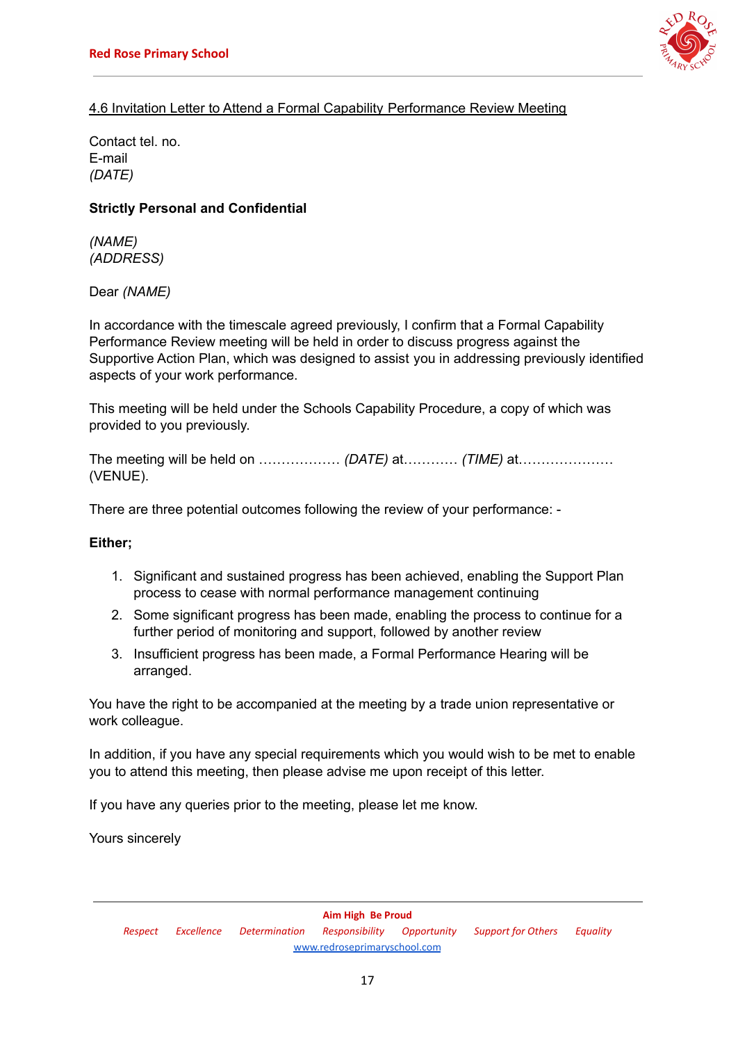4.6 Invitation Letter to Attend a Formal Capability Performance Review Meeting

Contact tel. no.
E-mail
*(DATE)*

**Strictly Personal and Confidential**

*(NAME)*
*(ADDRESS)*

Dear *(NAME)*

In accordance with the timescale agreed previously, I confirm that a Formal Capability Performance Review meeting will be held in order to discuss progress against the Supportive Action Plan, which was designed to assist you in addressing previously identified aspects of your work performance.

This meeting will be held under the Schools Capability Procedure, a copy of which was provided to you previously.

The meeting will be held on ……………… *(DATE)* at………… *(TIME)* at………………… (VENUE).

There are three potential outcomes following the review of your performance: -

**Either;**

1. Significant and sustained progress has been achieved, enabling the Support Plan process to cease with normal performance management continuing
2. Some significant progress has been made, enabling the process to continue for a further period of monitoring and support, followed by another review
3. Insufficient progress has been made, a Formal Performance Hearing will be arranged.

You have the right to be accompanied at the meeting by a trade union representative or work colleague.

In addition, if you have any special requirements which you would wish to be met to enable you to attend this meeting, then please advise me upon receipt of this letter.

If you have any queries prior to the meeting, please let me know.

Yours sincerely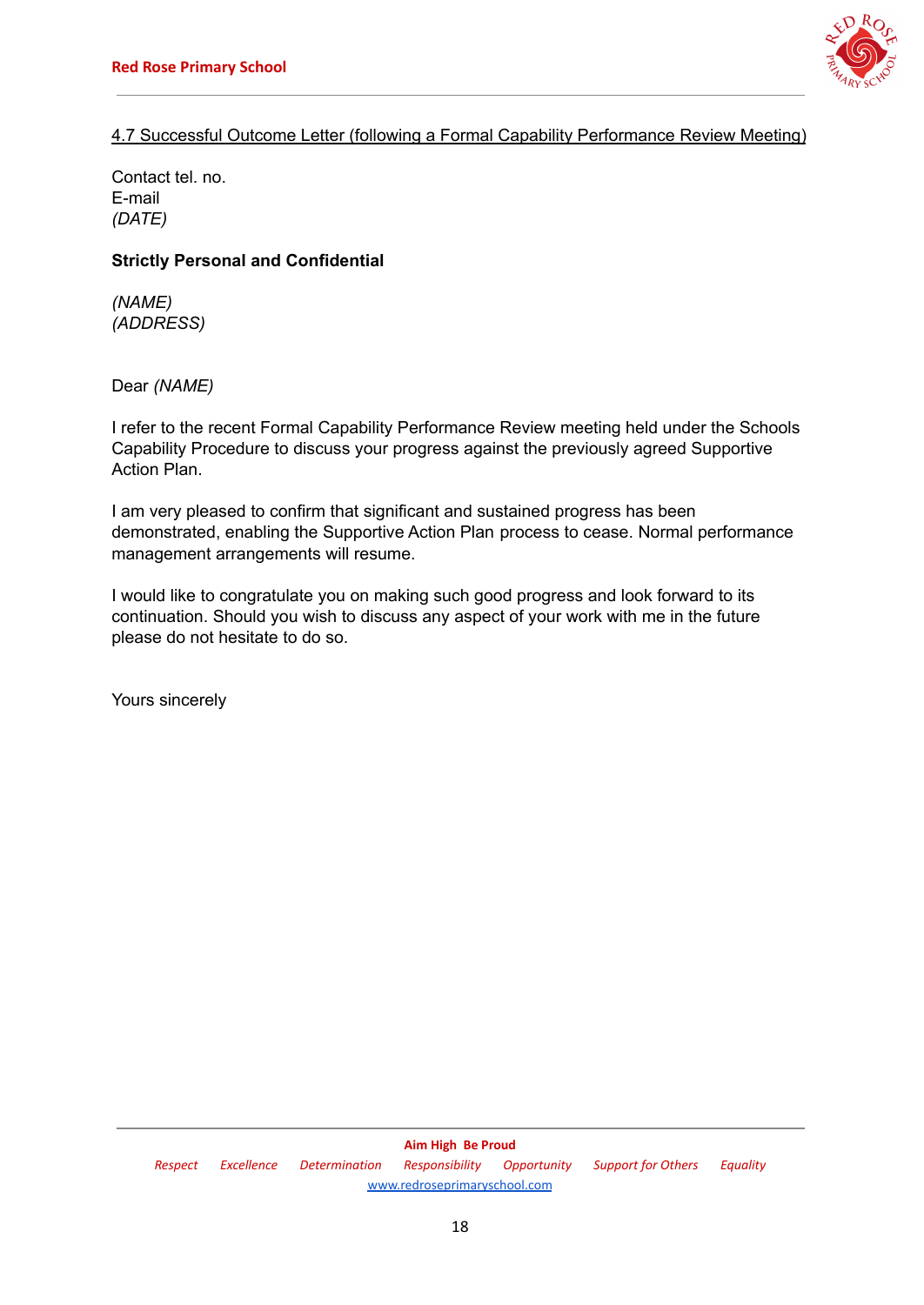4.7 Successful Outcome Letter (following a Formal Capability Performance Review Meeting)

Contact tel. no.  
E-mail  
*(DATE)*

**Strictly Personal and Confidential**

*(NAME)*  
*(ADDRESS)*

Dear *(NAME)*

I refer to the recent Formal Capability Performance Review meeting held under the Schools Capability Procedure to discuss your progress against the previously agreed Supportive Action Plan.

I am very pleased to confirm that significant and sustained progress has been demonstrated, enabling the Supportive Action Plan process to cease. Normal performance management arrangements will resume.

I would like to congratulate you on making such good progress and look forward to its continuation. Should you wish to discuss any aspect of your work with me in the future please do not hesitate to do so.

Yours sincerely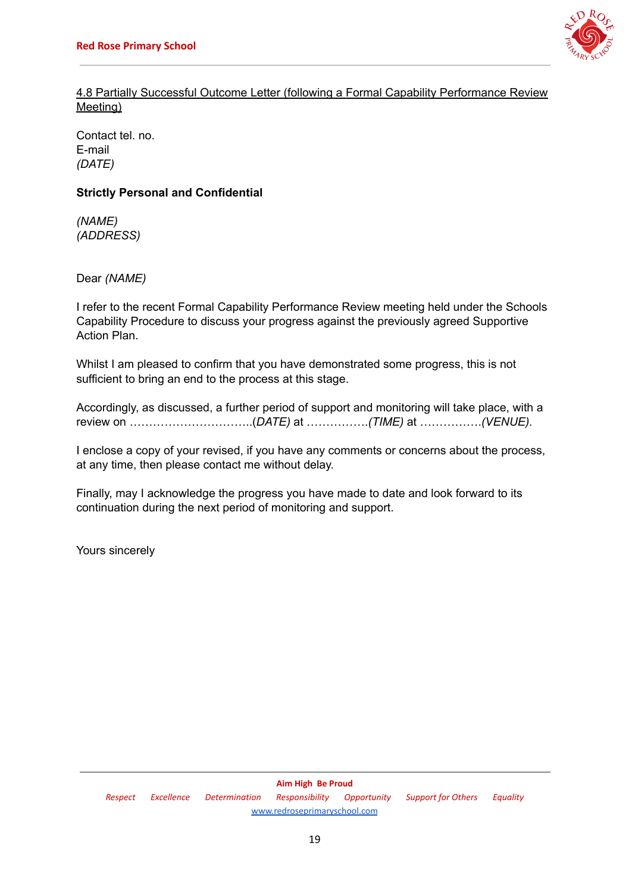4.8 Partially Successful Outcome Letter (following a Formal Capability Performance Review Meeting)

Contact tel. no.
E-mail
*(DATE)*

**Strictly Personal and Confidential**

*(NAME)*
*(ADDRESS)*

Dear *(NAME)*

I refer to the recent Formal Capability Performance Review meeting held under the Schools Capability Procedure to discuss your progress against the previously agreed Supportive Action Plan.

Whilst I am pleased to confirm that you have demonstrated some progress, this is not sufficient to bring an end to the process at this stage.

Accordingly, as discussed, a further period of support and monitoring will take place, with a review on …………………………..*(DATE)* at …………….*(TIME)* at …………….*(VENUE).*

I enclose a copy of your revised, if you have any comments or concerns about the process, at any time, then please contact me without delay.

Finally, may I acknowledge the progress you have made to date and look forward to its continuation during the next period of monitoring and support.

Yours sincerely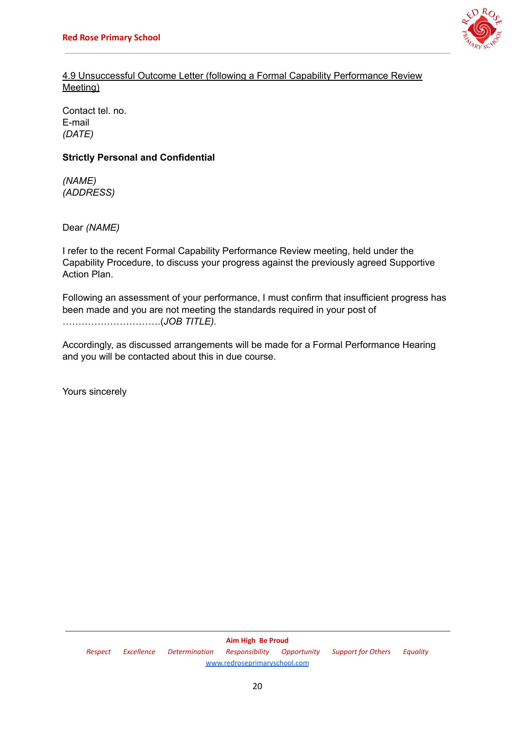<u>4.9 Unsuccessful Outcome Letter (following a Formal Capability Performance Review Meeting)</u>

Contact tel. no.
E-mail
*(DATE)*

**Strictly Personal and Confidential**

*(NAME)*
*(ADDRESS)*

Dear *(NAME)*

I refer to the recent Formal Capability Performance Review meeting, held under the Capability Procedure, to discuss your progress against the previously agreed Supportive Action Plan.

Following an assessment of your performance, I must confirm that insufficient progress has been made and you are not meeting the standards required in your post of ………………………….*(JOB TITLE)*.

Accordingly, as discussed arrangements will be made for a Formal Performance Hearing and you will be contacted about this in due course.

Yours sincerely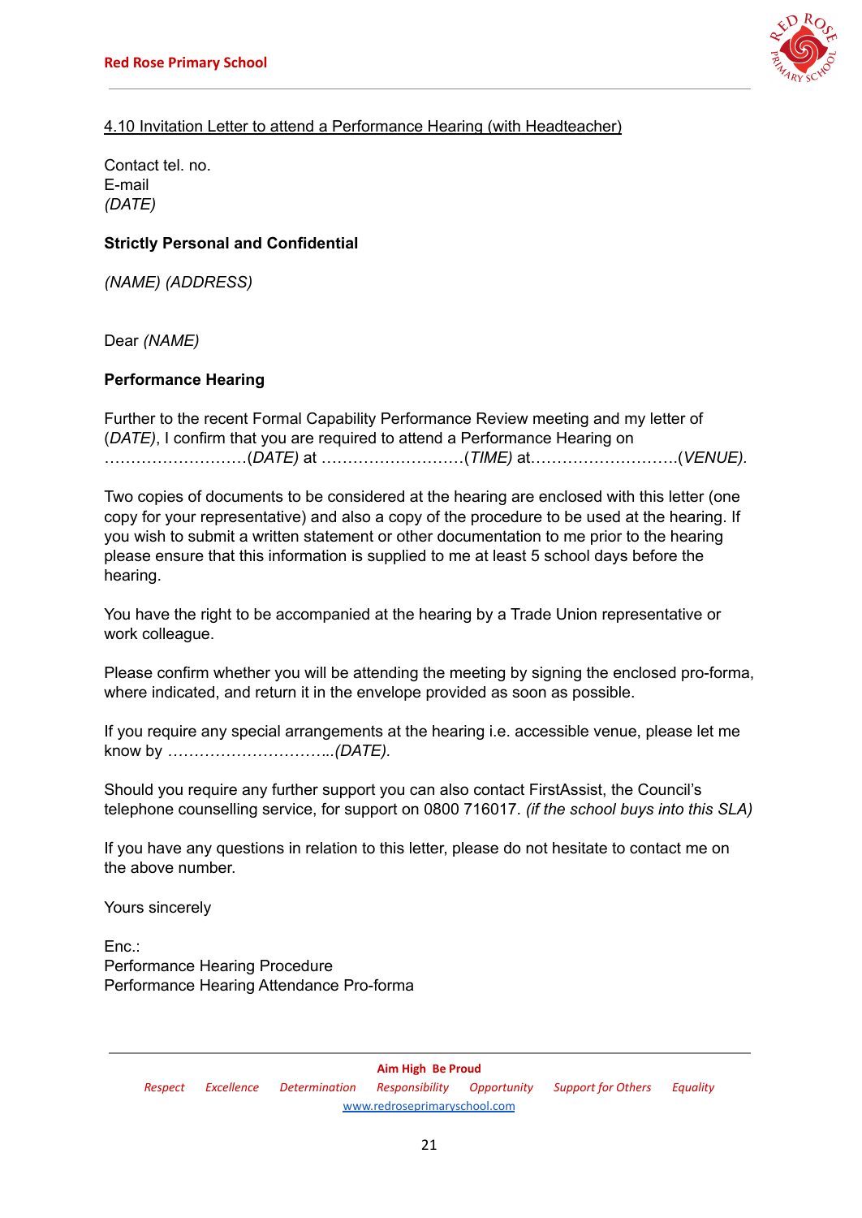4.10 Invitation Letter to attend a Performance Hearing (with Headteacher)

Contact tel. no.
E-mail
*(DATE)*

**Strictly Personal and Confidential**

*(NAME) (ADDRESS)*

Dear *(NAME)*

**Performance Hearing**

Further to the recent Formal Capability Performance Review meeting and my letter of (*DATE)*, I confirm that you are required to attend a Performance Hearing on ………………………(*DATE)* at ………………………(*TIME)* at……………………….(*VENUE).*

Two copies of documents to be considered at the hearing are enclosed with this letter (one copy for your representative) and also a copy of the procedure to be used at the hearing. If you wish to submit a written statement or other documentation to me prior to the hearing please ensure that this information is supplied to me at least 5 school days before the hearing.

You have the right to be accompanied at the hearing by a Trade Union representative or work colleague.

Please confirm whether you will be attending the meeting by signing the enclosed pro-forma, where indicated, and return it in the envelope provided as soon as possible.

If you require any special arrangements at the hearing i.e. accessible venue, please let me know by …………………………..*(DATE).*

Should you require any further support you can also contact FirstAssist, the Council's telephone counselling service, for support on 0800 716017. *(if the school buys into this SLA)*

If you have any questions in relation to this letter, please do not hesitate to contact me on the above number.

Yours sincerely

Enc.:
Performance Hearing Procedure
Performance Hearing Attendance Pro-forma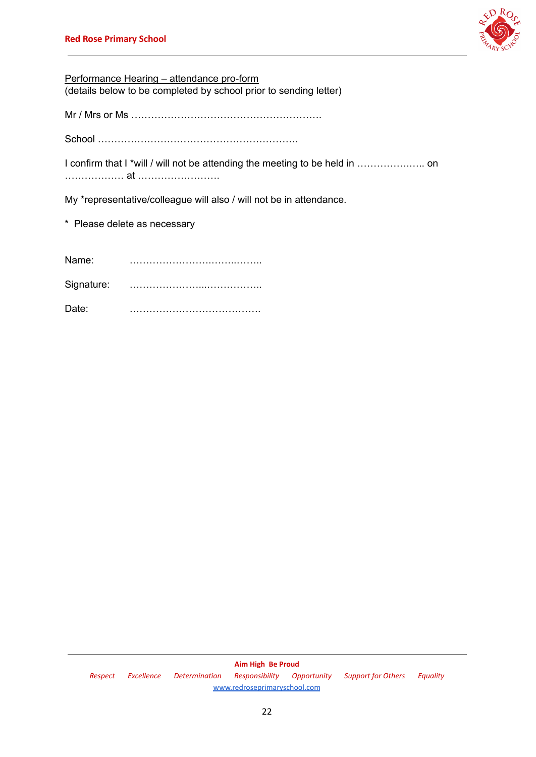<u>Performance Hearing – attendance pro-form</u>
(details below to be completed by school prior to sending letter)

Mr / Mrs or Ms ………………………………………………….

School …………………………………………………….

I confirm that I *will / will not be attending the meeting to be held in ……………….. on ……………… at …………………….

My *representative/colleague will also / will not be in attendance.

* Please delete as necessary

Name: ………………………………….

Signature: ………………………………….

Date: ………………………………….

**Aim High Be Proud**

*Respect* *Excellence* *Determination* *Responsibility* *Opportunity* *Support for Others* *Equality*

www.redroseprimaryschool.com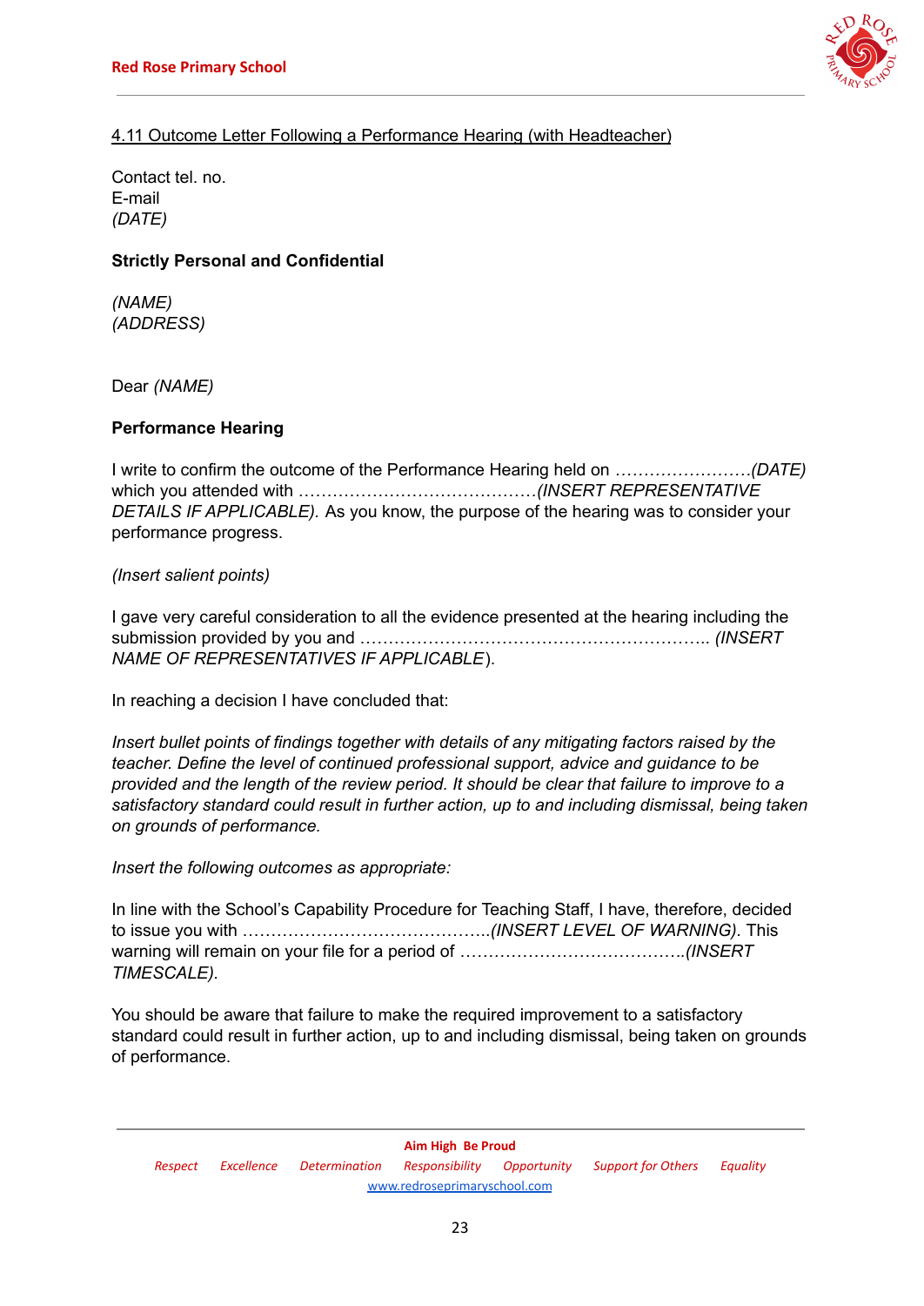<u>4.11 Outcome Letter Following a Performance Hearing (with Headteacher)</u>

Contact tel. no.
E-mail
*(DATE)*

**Strictly Personal and Confidential**

*(NAME)*
*(ADDRESS)*

Dear *(NAME)*

**Performance Hearing**

I write to confirm the outcome of the Performance Hearing held on ……………………*(DATE)* which you attended with ……………………………………*(INSERT REPRESENTATIVE DETAILS IF APPLICABLE).* As you know, the purpose of the hearing was to consider your performance progress.

*(Insert salient points)*

I gave very careful consideration to all the evidence presented at the hearing including the submission provided by you and …………………………………………………….. *(INSERT NAME OF REPRESENTATIVES IF APPLICABLE*).

In reaching a decision I have concluded that:

*Insert bullet points of findings together with details of any mitigating factors raised by the teacher. Define the level of continued professional support, advice and guidance to be provided and the length of the review period. It should be clear that failure to improve to a satisfactory standard could result in further action, up to and including dismissal, being taken on grounds of performance.*

*Insert the following outcomes as appropriate:*

In line with the School's Capability Procedure for Teaching Staff, I have, therefore, decided to issue you with ……………………………………..*(INSERT LEVEL OF WARNING).* This warning will remain on your file for a period of …………………………………*(INSERT TIMESCALE).*

You should be aware that failure to make the required improvement to a satisfactory standard could result in further action, up to and including dismissal, being taken on grounds of performance.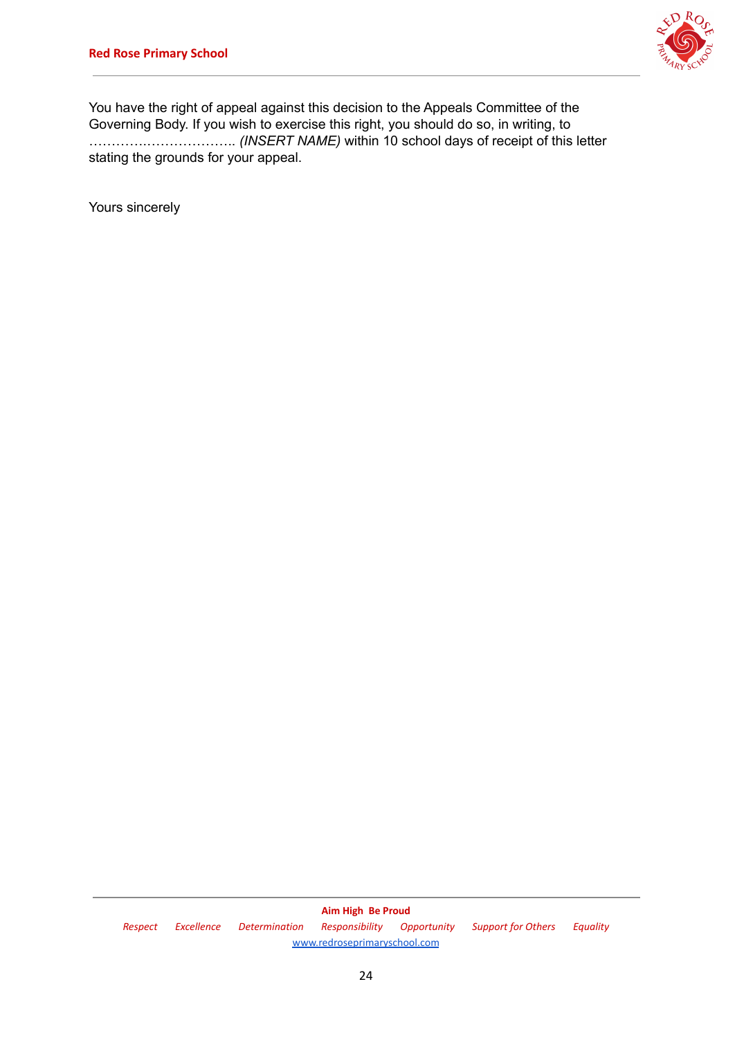You have the right of appeal against this decision to the Appeals Committee of the Governing Body. If you wish to exercise this right, you should do so, in writing, to ………….……………….. *(INSERT NAME)* within 10 school days of receipt of this letter stating the grounds for your appeal.

Yours sincerely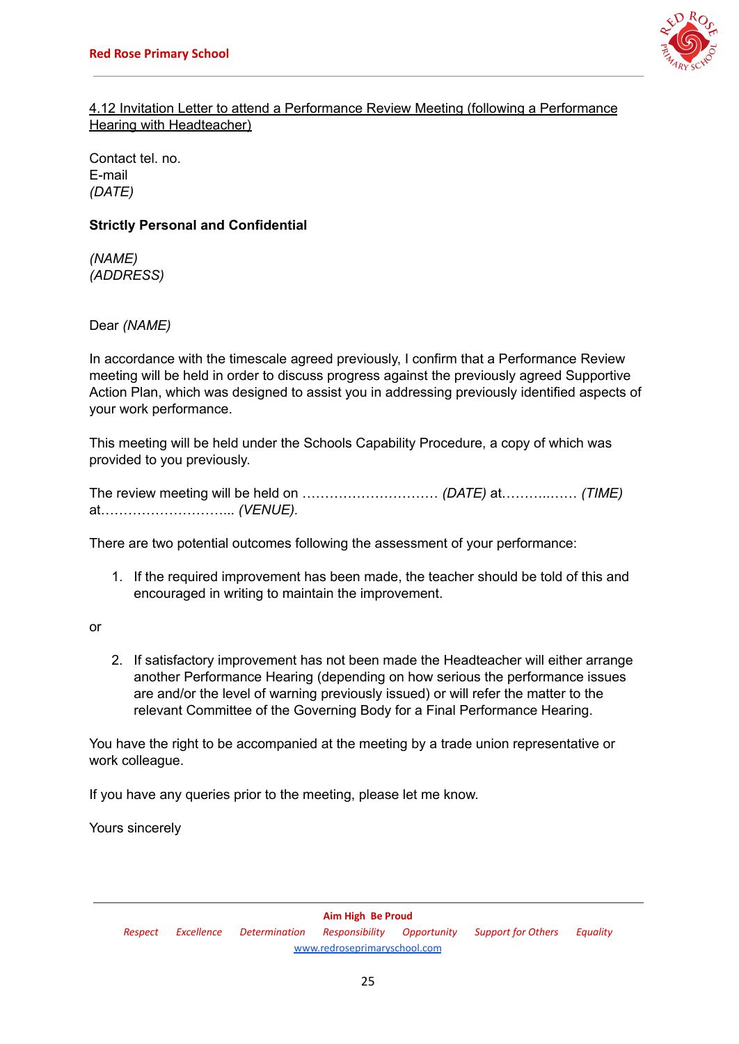4.12 Invitation Letter to attend a Performance Review Meeting (following a Performance Hearing with Headteacher)

Contact tel. no.
E-mail
*(DATE)*

**Strictly Personal and Confidential**

*(NAME)*
*(ADDRESS)*

Dear *(NAME)*

In accordance with the timescale agreed previously, I confirm that a Performance Review meeting will be held in order to discuss progress against the previously agreed Supportive Action Plan, which was designed to assist you in addressing previously identified aspects of your work performance.

This meeting will be held under the Schools Capability Procedure, a copy of which was provided to you previously.

The review meeting will be held on ………………………… *(DATE)* at………..…… *(TIME)* at………………………... *(VENUE).*

There are two potential outcomes following the assessment of your performance:

1. If the required improvement has been made, the teacher should be told of this and encouraged in writing to maintain the improvement.

or

2. If satisfactory improvement has not been made the Headteacher will either arrange another Performance Hearing (depending on how serious the performance issues are and/or the level of warning previously issued) or will refer the matter to the relevant Committee of the Governing Body for a Final Performance Hearing.

You have the right to be accompanied at the meeting by a trade union representative or work colleague.

If you have any queries prior to the meeting, please let me know.

Yours sincerely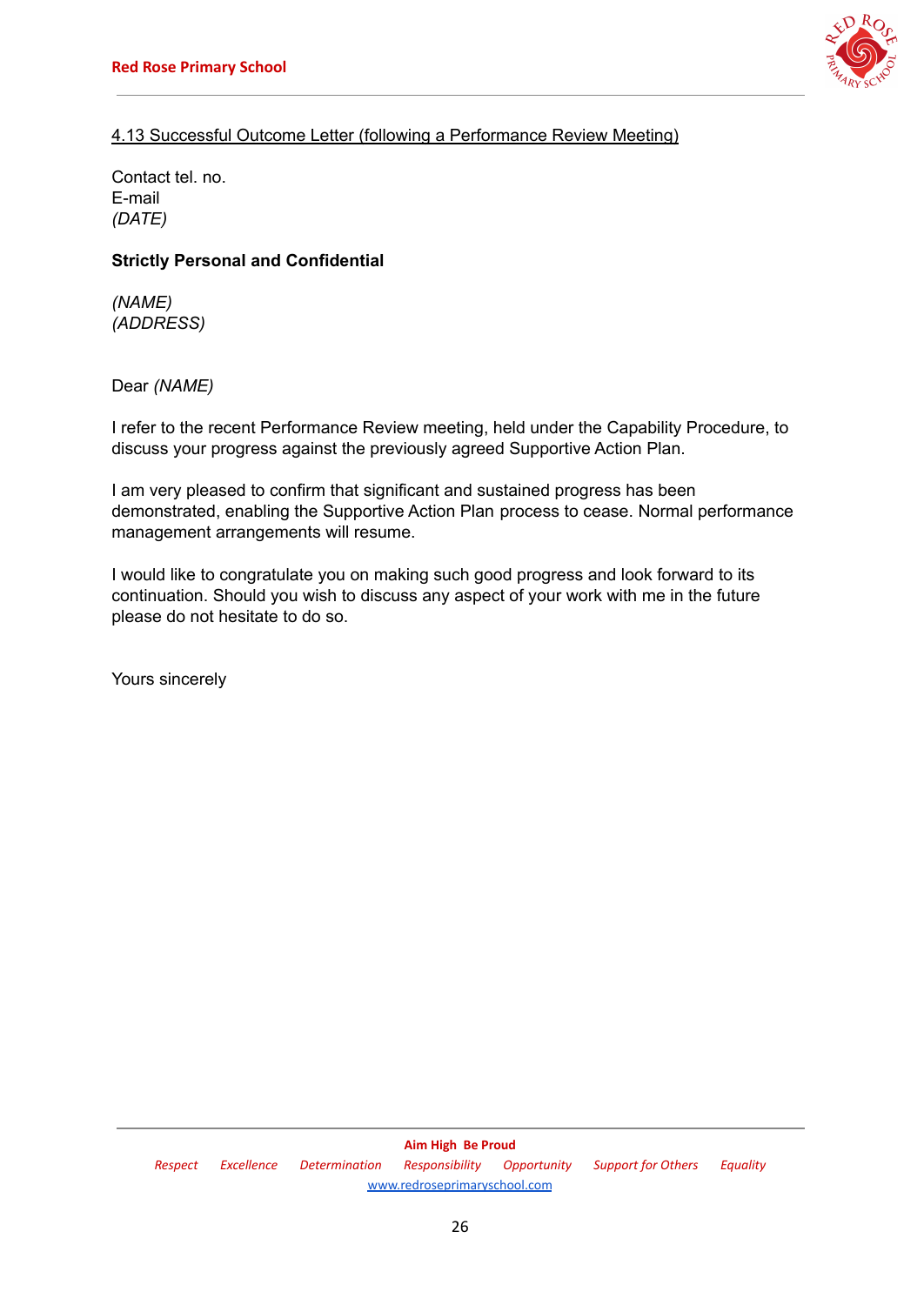<u>4.13 Successful Outcome Letter (following a Performance Review Meeting)</u>

Contact tel. no.
E-mail
*(DATE)*

**Strictly Personal and Confidential**

*(NAME)*
*(ADDRESS)*

Dear *(NAME)*

I refer to the recent Performance Review meeting, held under the Capability Procedure, to discuss your progress against the previously agreed Supportive Action Plan.

I am very pleased to confirm that significant and sustained progress has been demonstrated, enabling the Supportive Action Plan process to cease. Normal performance management arrangements will resume.

I would like to congratulate you on making such good progress and look forward to its continuation. Should you wish to discuss any aspect of your work with me in the future please do not hesitate to do so.

Yours sincerely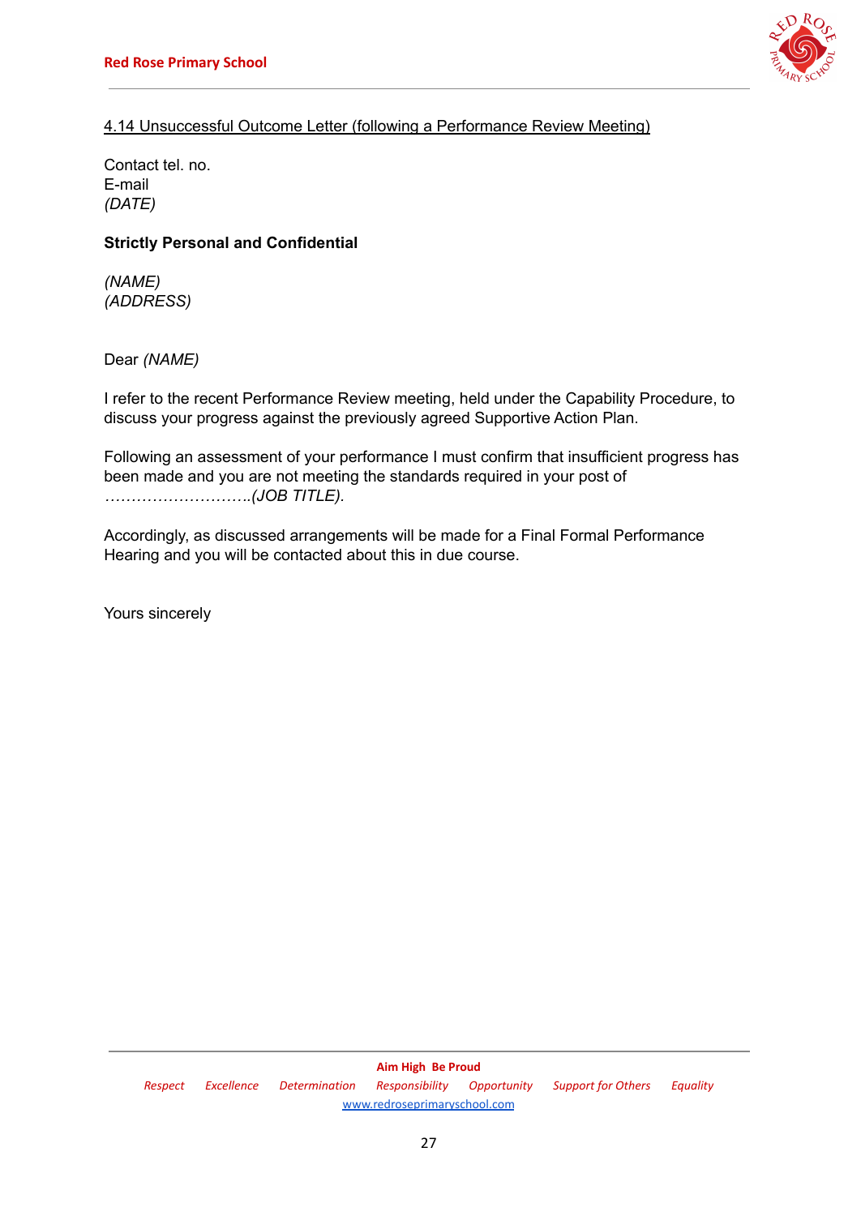4.14 Unsuccessful Outcome Letter (following a Performance Review Meeting)

Contact tel. no.
E-mail
*(DATE)*

**Strictly Personal and Confidential**

*(NAME)*
*(ADDRESS)*

Dear *(NAME)*

I refer to the recent Performance Review meeting, held under the Capability Procedure, to discuss your progress against the previously agreed Supportive Action Plan.

Following an assessment of your performance I must confirm that insufficient progress has been made and you are not meeting the standards required in your post of ……………………….*(JOB TITLE).*

Accordingly, as discussed arrangements will be made for a Final Formal Performance Hearing and you will be contacted about this in due course.

Yours sincerely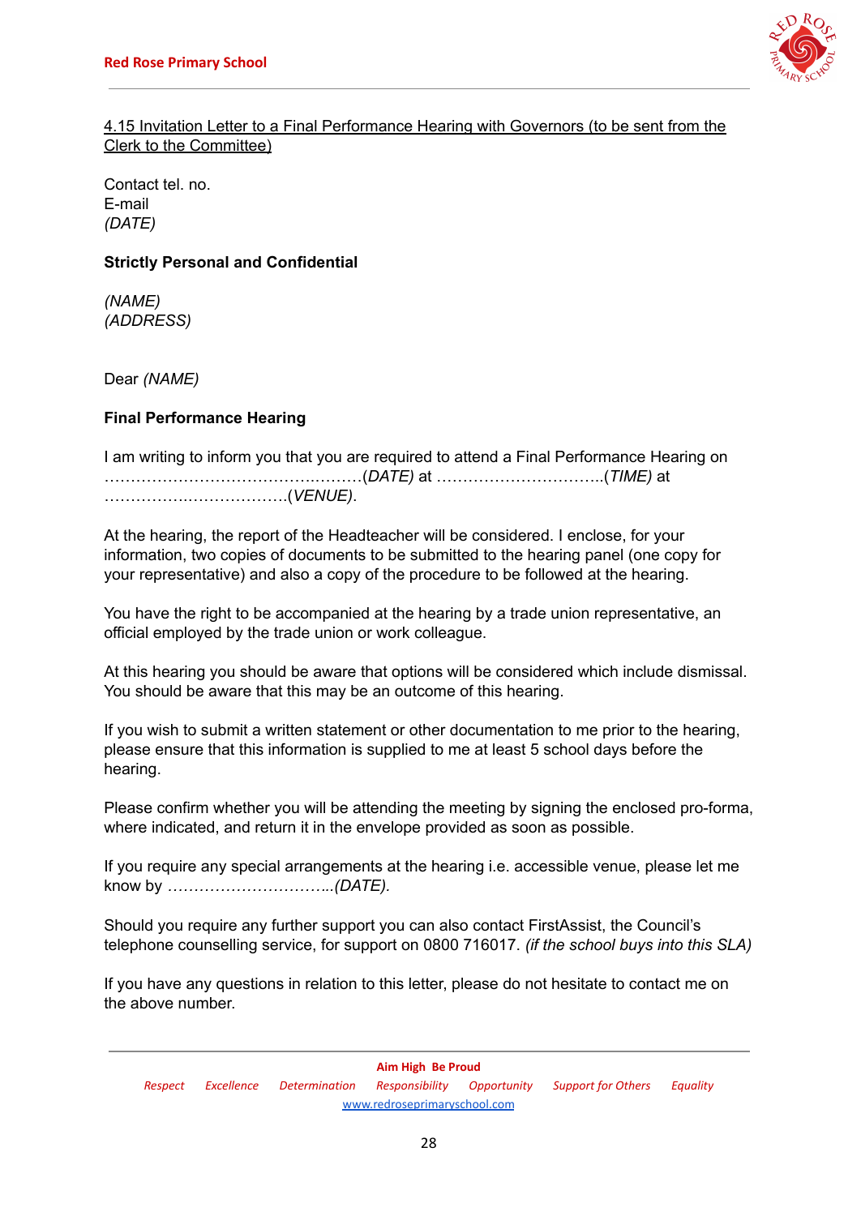4.15 Invitation Letter to a Final Performance Hearing with Governors (to be sent from the Clerk to the Committee)

Contact tel. no.
E-mail
*(DATE)*

**Strictly Personal and Confidential**

*(NAME)*
*(ADDRESS)*

Dear *(NAME)*

**Final Performance Hearing**

I am writing to inform you that you are required to attend a Final Performance Hearing on ……………………………………..………*(DATE)* at …………………………..*(TIME)* at ……………..………………*(VENUE)*.

At the hearing, the report of the Headteacher will be considered. I enclose, for your information, two copies of documents to be submitted to the hearing panel (one copy for your representative) and also a copy of the procedure to be followed at the hearing.

You have the right to be accompanied at the hearing by a trade union representative, an official employed by the trade union or work colleague.

At this hearing you should be aware that options will be considered which include dismissal. You should be aware that this may be an outcome of this hearing.

If you wish to submit a written statement or other documentation to me prior to the hearing, please ensure that this information is supplied to me at least 5 school days before the hearing.

Please confirm whether you will be attending the meeting by signing the enclosed pro-forma, where indicated, and return it in the envelope provided as soon as possible.

If you require any special arrangements at the hearing i.e. accessible venue, please let me know by …………………………..*(DATE).*

Should you require any further support you can also contact FirstAssist, the Council's telephone counselling service, for support on 0800 716017. *(if the school buys into this SLA)*

If you have any questions in relation to this letter, please do not hesitate to contact me on the above number.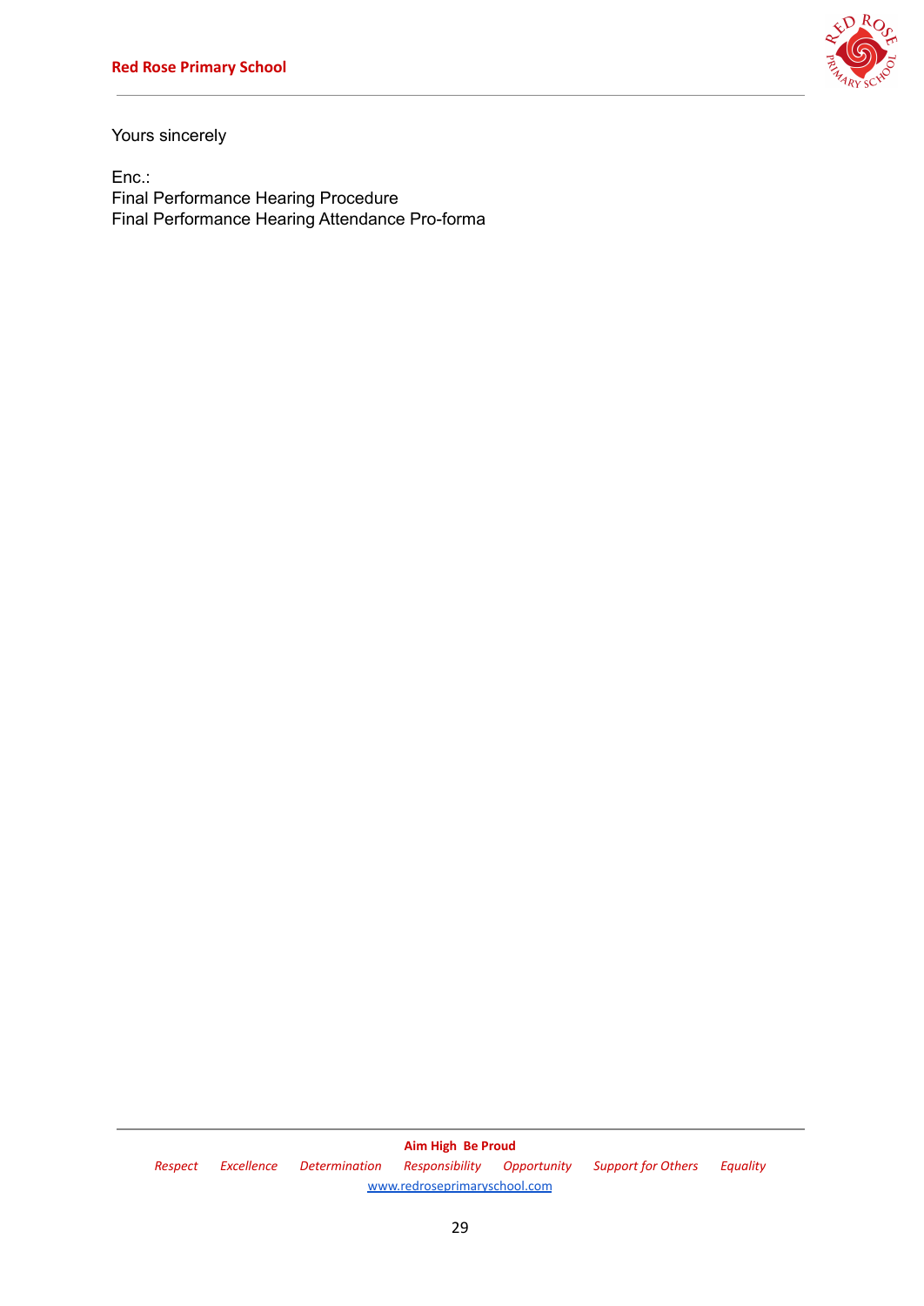Yours sincerely

Enc.:
Final Performance Hearing Procedure
Final Performance Hearing Attendance Pro-forma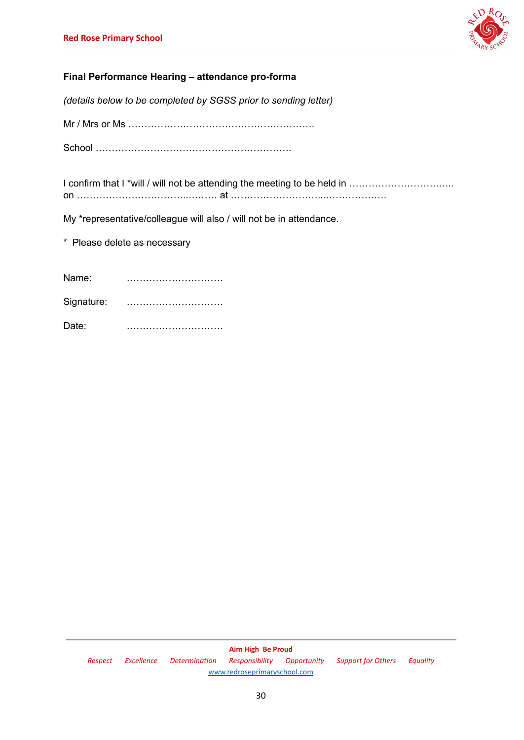**Final Performance Hearing – attendance pro-forma**

*(details below to be completed by SGSS prior to sending letter)*

Mr / Mrs or Ms ………………………………………………….

School …………………………………………………….

I confirm that I *will / will not be attending the meeting to be held in ……………………….….. on ………………………….…...……. at ….………………….…..……………….

My *representative/colleague will also / will not be in attendance.

* Please delete as necessary

Name: ………………………..

Signature: ………………………..

Date: ………………………..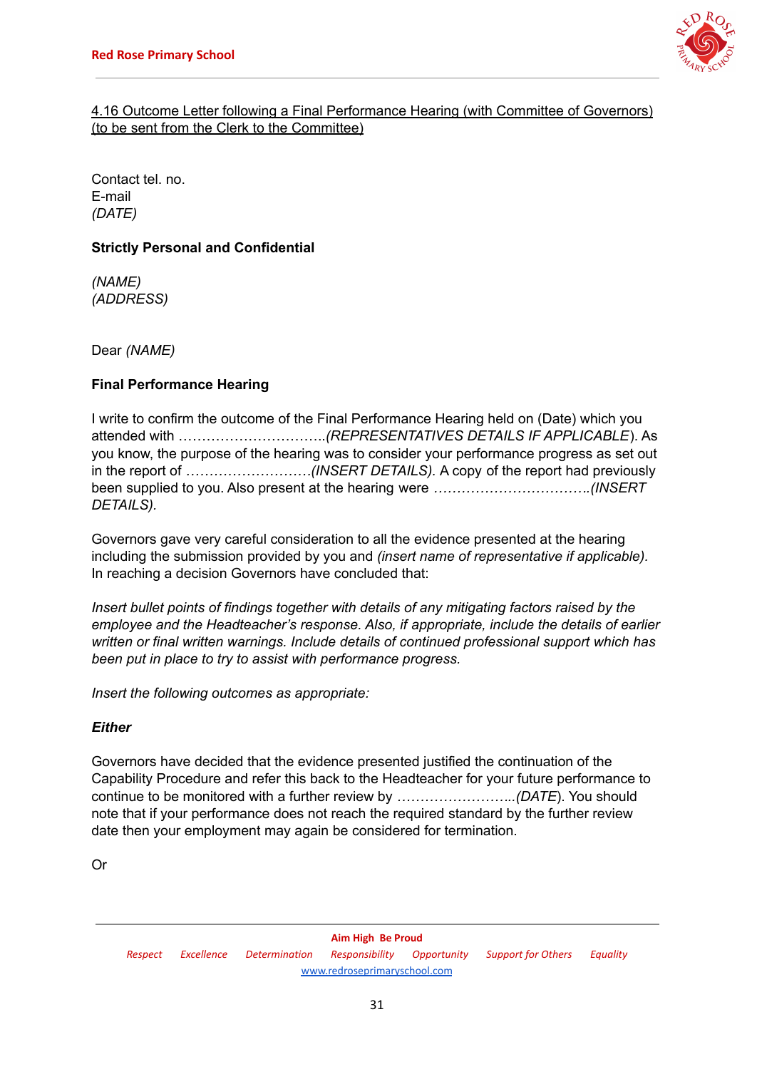4.16 Outcome Letter following a Final Performance Hearing (with Committee of Governors) (to be sent from the Clerk to the Committee)

Contact tel. no.
E-mail
*(DATE)*

**Strictly Personal and Confidential**

*(NAME)*
*(ADDRESS)*

Dear *(NAME)*

**Final Performance Hearing**

I write to confirm the outcome of the Final Performance Hearing held on (Date) which you attended with …………………………..*(REPRESENTATIVES DETAILS IF APPLICABLE*). As you know, the purpose of the hearing was to consider your performance progress as set out in the report of ………………………*(INSERT DETAILS)*. A copy of the report had previously been supplied to you. Also present at the hearing were ……………………………*(INSERT DETAILS)*.

Governors gave very careful consideration to all the evidence presented at the hearing including the submission provided by you and *(insert name of representative if applicable)*. In reaching a decision Governors have concluded that:

*Insert bullet points of findings together with details of any mitigating factors raised by the employee and the Headteacher's response. Also, if appropriate, include the details of earlier written or final written warnings. Include details of continued professional support which has been put in place to try to assist with performance progress.*

*Insert the following outcomes as appropriate:*

***Either***

Governors have decided that the evidence presented justified the continuation of the Capability Procedure and refer this back to the Headteacher for your future performance to continue to be monitored with a further review by ……………………..*(DATE*). You should note that if your performance does not reach the required standard by the further review date then your employment may again be considered for termination.

Or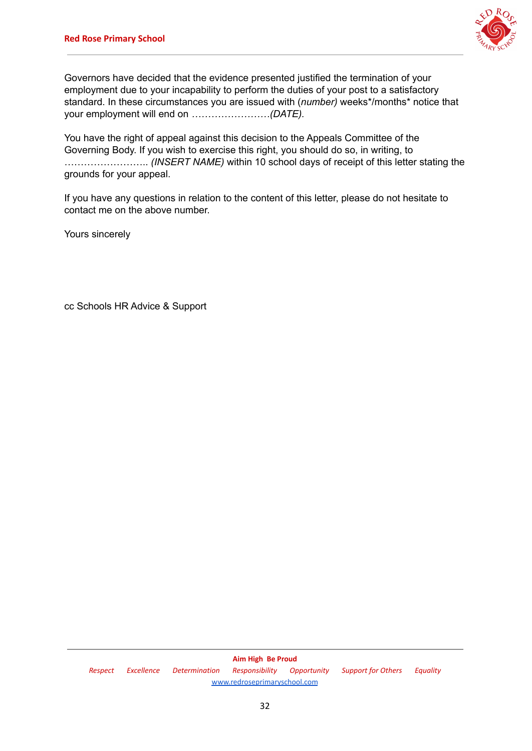Governors have decided that the evidence presented justified the termination of your employment due to your incapability to perform the duties of your post to a satisfactory standard. In these circumstances you are issued with (*number)* weeks*/months* notice that your employment will end on ……………………*(DATE).*

You have the right of appeal against this decision to the Appeals Committee of the Governing Body. If you wish to exercise this right, you should do so, in writing, to …………………….. *(INSERT NAME)* within 10 school days of receipt of this letter stating the grounds for your appeal.

If you have any questions in relation to the content of this letter, please do not hesitate to contact me on the above number.

Yours sincerely

cc Schools HR Advice & Support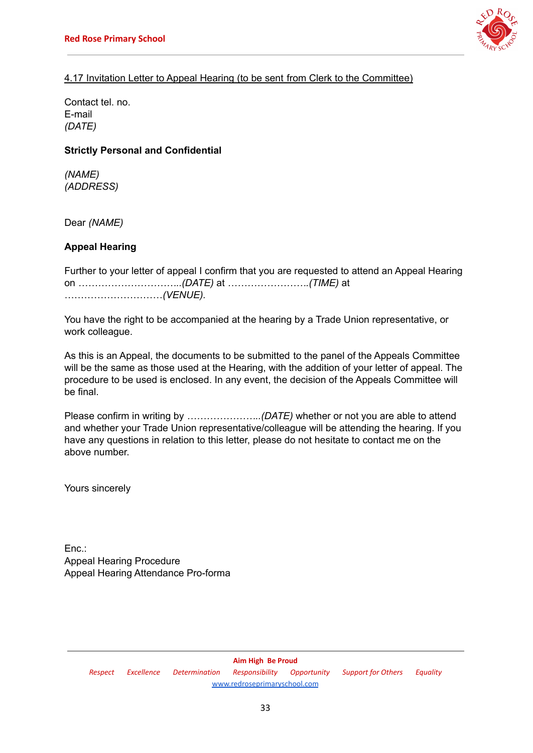4.17 Invitation Letter to Appeal Hearing (to be sent from Clerk to the Committee)

Contact tel. no.
E-mail
*(DATE)*

**Strictly Personal and Confidential**

*(NAME)*
*(ADDRESS)*

Dear *(NAME)*

**Appeal Hearing**

Further to your letter of appeal I confirm that you are requested to attend an Appeal Hearing on …………………………..*(DATE)* at ……………………..*(TIME)* at …………………………*(VENUE).*

You have the right to be accompanied at the hearing by a Trade Union representative, or work colleague.

As this is an Appeal, the documents to be submitted to the panel of the Appeals Committee will be the same as those used at the Hearing, with the addition of your letter of appeal. The procedure to be used is enclosed. In any event, the decision of the Appeals Committee will be final.

Please confirm in writing by …………………..*(DATE)* whether or not you are able to attend and whether your Trade Union representative/colleague will be attending the hearing. If you have any questions in relation to this letter, please do not hesitate to contact me on the above number.

Yours sincerely

Enc.:
Appeal Hearing Procedure
Appeal Hearing Attendance Pro-forma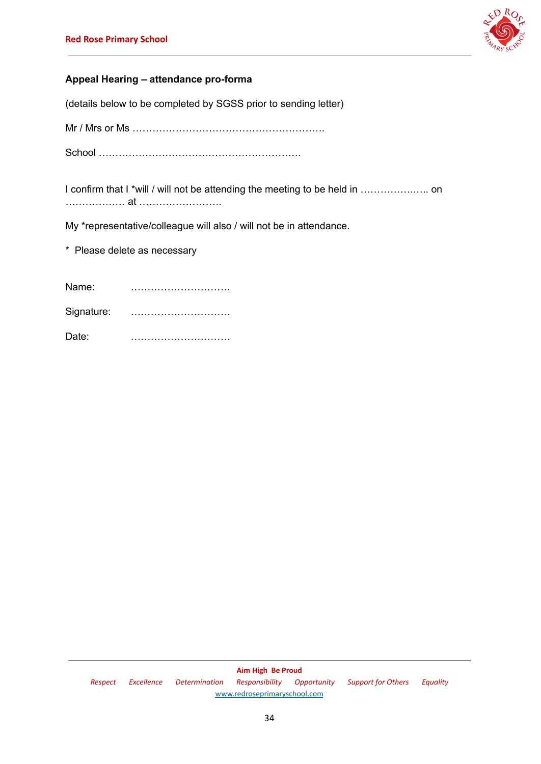**Appeal Hearing – attendance pro-forma**

(details below to be completed by SGSS prior to sending letter)

Mr / Mrs or Ms ………………………………………………….

School …………………………………………………….

I confirm that I *will / will not be attending the meeting to be held in ……………….. on ……………… at ……………………..

My *representative/colleague will also / will not be in attendance.

\* Please delete as necessary

Name: ………………………….

Signature: ………………………….

Date: ………………………….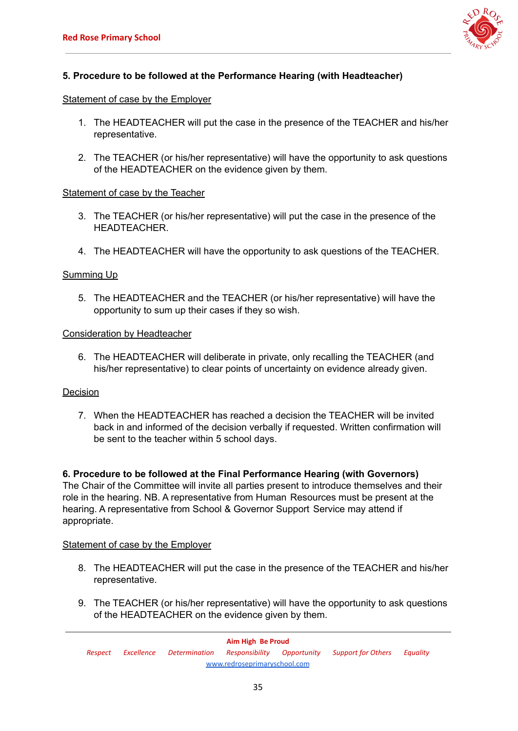## 5. Procedure to be followed at the Performance Hearing (with Headteacher)

Statement of case by the Employer

1. The HEADTEACHER will put the case in the presence of the TEACHER and his/her representative.

2. The TEACHER (or his/her representative) will have the opportunity to ask questions of the HEADTEACHER on the evidence given by them.

Statement of case by the Teacher

3. The TEACHER (or his/her representative) will put the case in the presence of the HEADTEACHER.

4. The HEADTEACHER will have the opportunity to ask questions of the TEACHER.

Summing Up

5. The HEADTEACHER and the TEACHER (or his/her representative) will have the opportunity to sum up their cases if they so wish.

Consideration by Headteacher

6. The HEADTEACHER will deliberate in private, only recalling the TEACHER (and his/her representative) to clear points of uncertainty on evidence already given.

Decision

7. When the HEADTEACHER has reached a decision the TEACHER will be invited back in and informed of the decision verbally if requested. Written confirmation will be sent to the teacher within 5 school days.

## 6. Procedure to be followed at the Final Performance Hearing (with Governors)

The Chair of the Committee will invite all parties present to introduce themselves and their role in the hearing. NB. A representative from Human Resources must be present at the hearing. A representative from School & Governor Support Service may attend if appropriate.

Statement of case by the Employer

8. The HEADTEACHER will put the case in the presence of the TEACHER and his/her representative.

9. The TEACHER (or his/her representative) will have the opportunity to ask questions of the HEADTEACHER on the evidence given by them.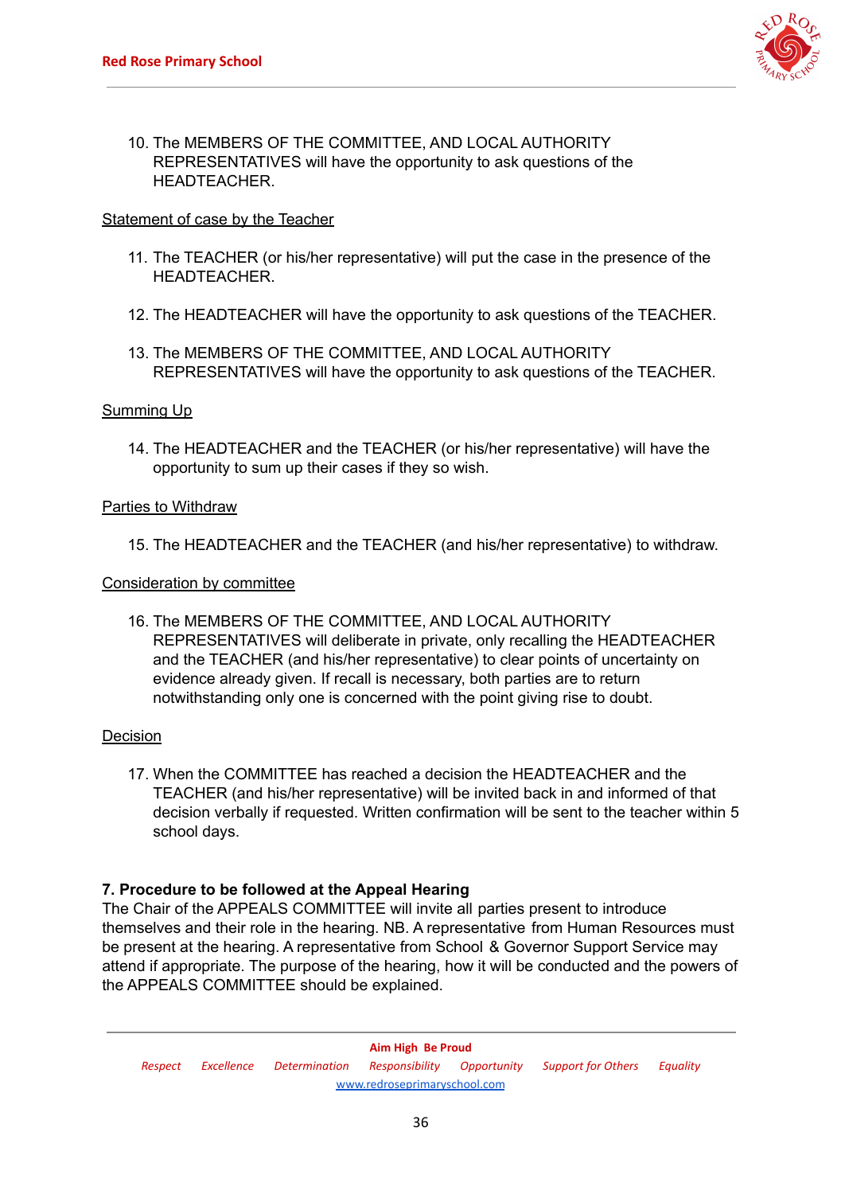10. The MEMBERS OF THE COMMITTEE, AND LOCAL AUTHORITY REPRESENTATIVES will have the opportunity to ask questions of the HEADTEACHER.

Statement of case by the Teacher

11. The TEACHER (or his/her representative) will put the case in the presence of the HEADTEACHER.

12. The HEADTEACHER will have the opportunity to ask questions of the TEACHER.

13. The MEMBERS OF THE COMMITTEE, AND LOCAL AUTHORITY REPRESENTATIVES will have the opportunity to ask questions of the TEACHER.

Summing Up

14. The HEADTEACHER and the TEACHER (or his/her representative) will have the opportunity to sum up their cases if they so wish.

Parties to Withdraw

15. The HEADTEACHER and the TEACHER (and his/her representative) to withdraw.

Consideration by committee

16. The MEMBERS OF THE COMMITTEE, AND LOCAL AUTHORITY REPRESENTATIVES will deliberate in private, only recalling the HEADTEACHER and the TEACHER (and his/her representative) to clear points of uncertainty on evidence already given. If recall is necessary, both parties are to return notwithstanding only one is concerned with the point giving rise to doubt.

Decision

17. When the COMMITTEE has reached a decision the HEADTEACHER and the TEACHER (and his/her representative) will be invited back in and informed of that decision verbally if requested. Written confirmation will be sent to the teacher within 5 school days.

**7. Procedure to be followed at the Appeal Hearing**

The Chair of the APPEALS COMMITTEE will invite all parties present to introduce themselves and their role in the hearing. NB. A representative from Human Resources must be present at the hearing. A representative from School & Governor Support Service may attend if appropriate. The purpose of the hearing, how it will be conducted and the powers of the APPEALS COMMITTEE should be explained.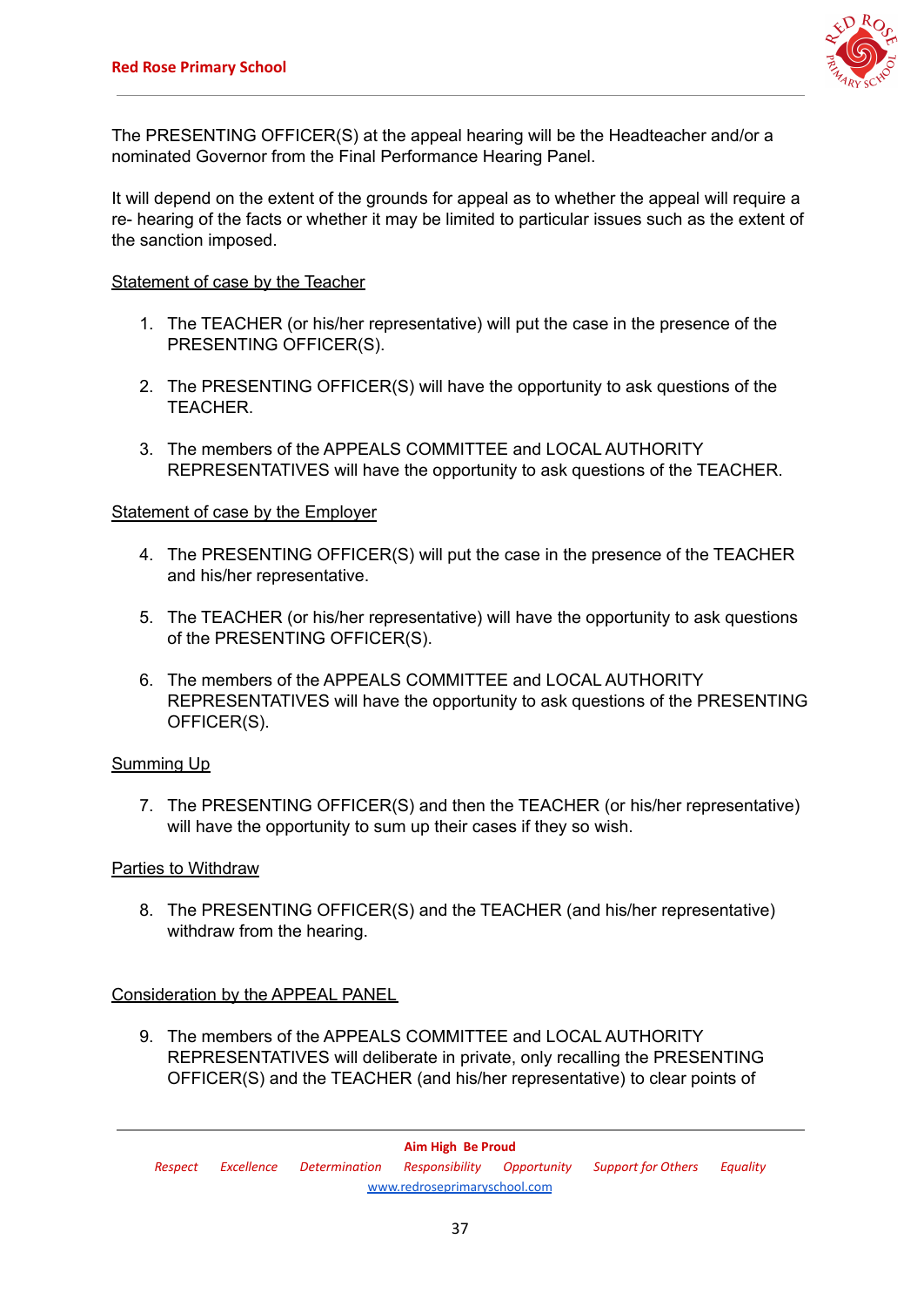The PRESENTING OFFICER(S) at the appeal hearing will be the Headteacher and/or a nominated Governor from the Final Performance Hearing Panel.

It will depend on the extent of the grounds for appeal as to whether the appeal will require a re- hearing of the facts or whether it may be limited to particular issues such as the extent of the sanction imposed.

Statement of case by the Teacher

1. The TEACHER (or his/her representative) will put the case in the presence of the PRESENTING OFFICER(S).

2. The PRESENTING OFFICER(S) will have the opportunity to ask questions of the TEACHER.

3. The members of the APPEALS COMMITTEE and LOCAL AUTHORITY REPRESENTATIVES will have the opportunity to ask questions of the TEACHER.

Statement of case by the Employer

4. The PRESENTING OFFICER(S) will put the case in the presence of the TEACHER and his/her representative.

5. The TEACHER (or his/her representative) will have the opportunity to ask questions of the PRESENTING OFFICER(S).

6. The members of the APPEALS COMMITTEE and LOCAL AUTHORITY REPRESENTATIVES will have the opportunity to ask questions of the PRESENTING OFFICER(S).

Summing Up

7. The PRESENTING OFFICER(S) and then the TEACHER (or his/her representative) will have the opportunity to sum up their cases if they so wish.

Parties to Withdraw

8. The PRESENTING OFFICER(S) and the TEACHER (and his/her representative) withdraw from the hearing.

Consideration by the APPEAL PANEL

9. The members of the APPEALS COMMITTEE and LOCAL AUTHORITY REPRESENTATIVES will deliberate in private, only recalling the PRESENTING OFFICER(S) and the TEACHER (and his/her representative) to clear points of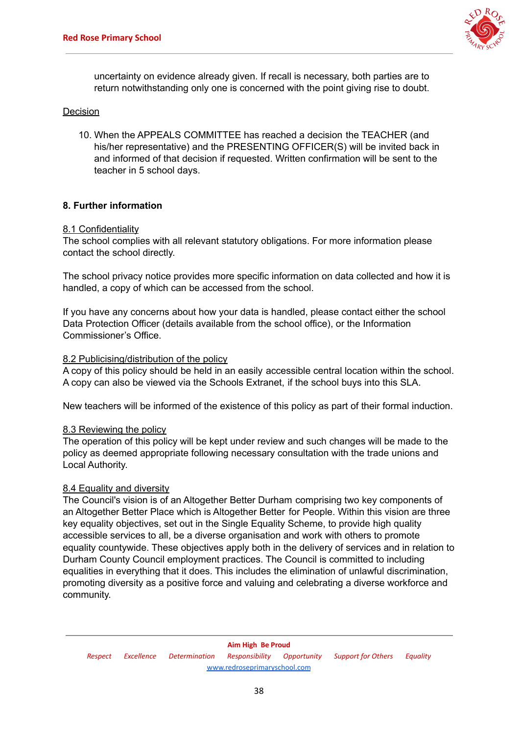uncertainty on evidence already given. If recall is necessary, both parties are to return notwithstanding only one is concerned with the point giving rise to doubt.

Decision

10. When the APPEALS COMMITTEE has reached a decision the TEACHER (and his/her representative) and the PRESENTING OFFICER(S) will be invited back in and informed of that decision if requested. Written confirmation will be sent to the teacher in 5 school days.

## 8. Further information

8.1 Confidentiality

The school complies with all relevant statutory obligations. For more information please contact the school directly.

The school privacy notice provides more specific information on data collected and how it is handled, a copy of which can be accessed from the school.

If you have any concerns about how your data is handled, please contact either the school Data Protection Officer (details available from the school office), or the Information Commissioner's Office.

8.2 Publicising/distribution of the policy

A copy of this policy should be held in an easily accessible central location within the school. A copy can also be viewed via the Schools Extranet, if the school buys into this SLA.

New teachers will be informed of the existence of this policy as part of their formal induction.

8.3 Reviewing the policy

The operation of this policy will be kept under review and such changes will be made to the policy as deemed appropriate following necessary consultation with the trade unions and Local Authority.

8.4 Equality and diversity

The Council's vision is of an Altogether Better Durham comprising two key components of an Altogether Better Place which is Altogether Better for People. Within this vision are three key equality objectives, set out in the Single Equality Scheme, to provide high quality accessible services to all, be a diverse organisation and work with others to promote equality countywide. These objectives apply both in the delivery of services and in relation to Durham County Council employment practices. The Council is committed to including equalities in everything that it does. This includes the elimination of unlawful discrimination, promoting diversity as a positive force and valuing and celebrating a diverse workforce and community.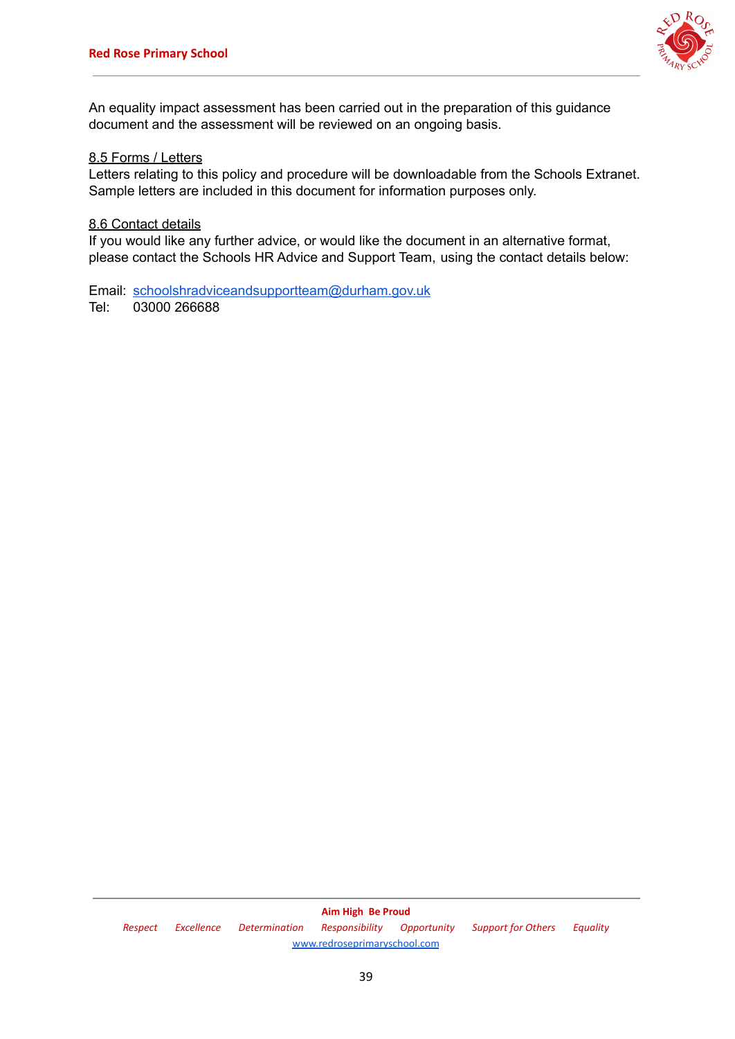An equality impact assessment has been carried out in the preparation of this guidance document and the assessment will be reviewed on an ongoing basis.

8.5 Forms / Letters

Letters relating to this policy and procedure will be downloadable from the Schools Extranet. Sample letters are included in this document for information purposes only.

8.6 Contact details

If you would like any further advice, or would like the document in an alternative format, please contact the Schools HR Advice and Support Team, using the contact details below:

Email: schoolshradviceandsupportteam@durham.gov.uk
Tel: 03000 266688